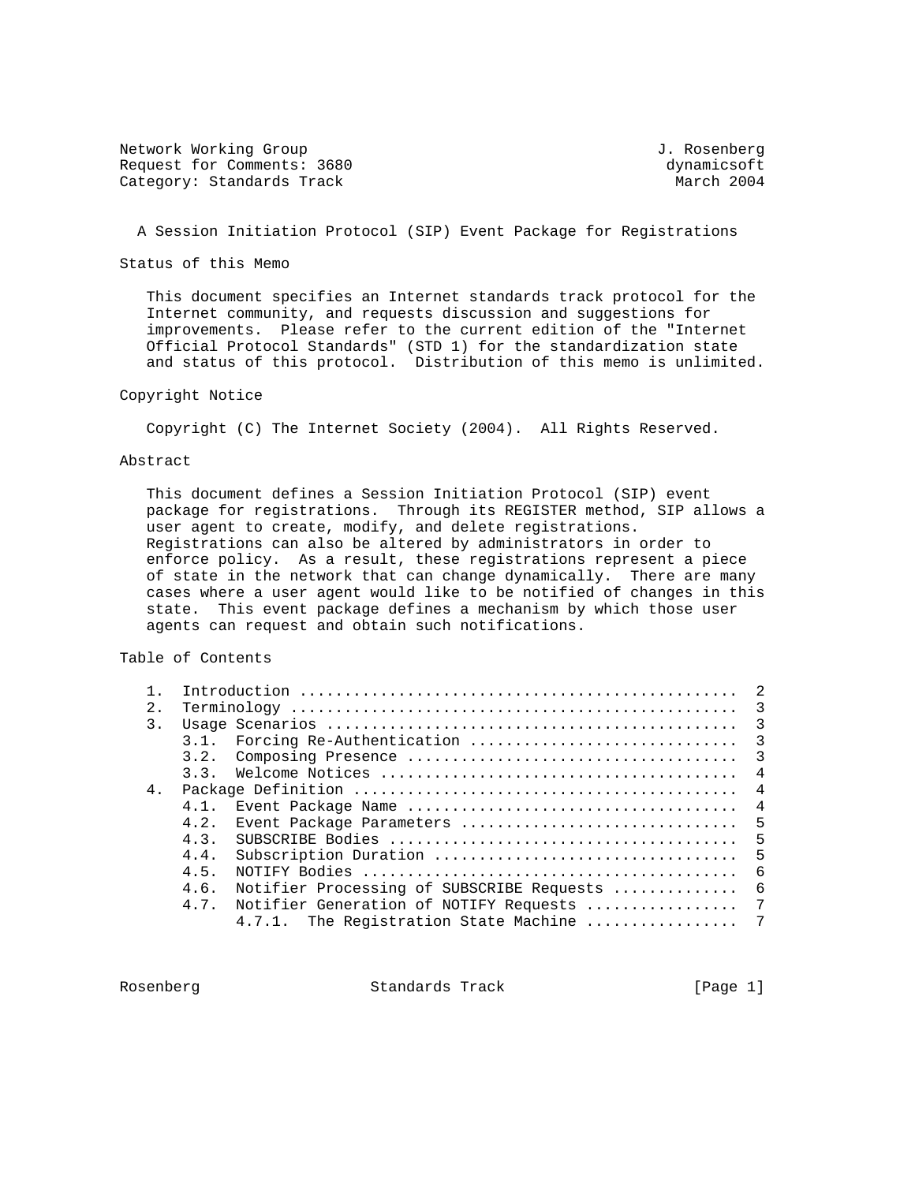Network Working Group J. Rosenberg
Request for Comments: 3680 dynamicsoft
Category: Standards Track March 2004

# A Session Initiation Protocol (SIP) Event Package for Registrations

## Status of this Memo

This document specifies an Internet standards track protocol for the Internet community, and requests discussion and suggestions for improvements. Please refer to the current edition of the "Internet Official Protocol Standards" (STD 1) for the standardization state and status of this protocol. Distribution of this memo is unlimited.

## Copyright Notice

Copyright (C) The Internet Society (2004). All Rights Reserved.

## Abstract

This document defines a Session Initiation Protocol (SIP) event package for registrations. Through its REGISTER method, SIP allows a user agent to create, modify, and delete registrations. Registrations can also be altered by administrators in order to enforce policy. As a result, these registrations represent a piece of state in the network that can change dynamically. There are many cases where a user agent would like to be notified of changes in this state. This event package defines a mechanism by which those user agents can request and obtain such notifications.

## Table of Contents

```
1.  Introduction ................................................  2
2.  Terminology .................................................  3
3.  Usage Scenarios .............................................  3
    3.1.  Forcing Re-Authentication .............................  3
    3.2.  Composing Presence ....................................  3
    3.3.  Welcome Notices .......................................  4
4.  Package Definition ..........................................  4
    4.1.  Event Package Name ....................................  4
    4.2.  Event Package Parameters ..............................  5
    4.3.  SUBSCRIBE Bodies ......................................  5
    4.4.  Subscription Duration .................................  5
    4.5.  NOTIFY Bodies .........................................  6
    4.6.  Notifier Processing of SUBSCRIBE Requests .............  6
    4.7.  Notifier Generation of NOTIFY Requests ................  7
          4.7.1.  The Registration State Machine ................  7
```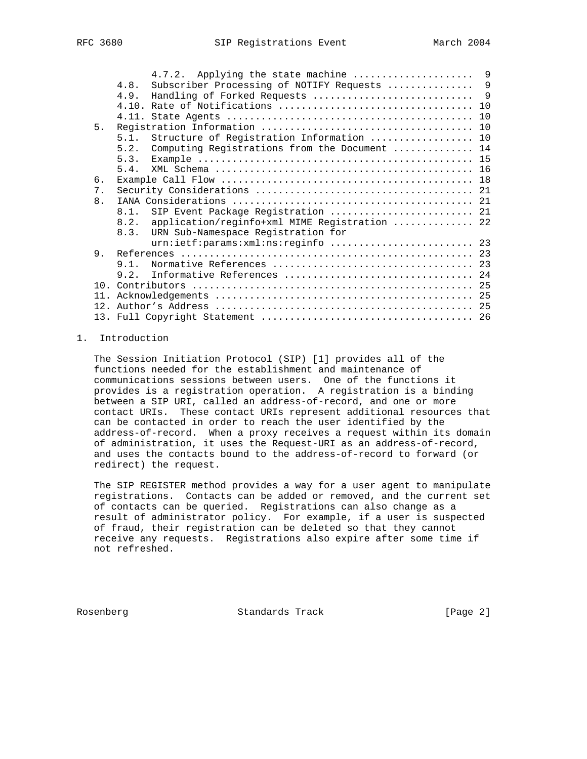4.7.2. Applying the state machine .................... 9
4.8. Subscriber Processing of NOTIFY Requests .............. 9
4.9. Handling of Forked Requests ........................... 9
4.10. Rate of Notifications ................................. 10
4.11. State Agents .......................................... 10
5. Registration Information .................................... 10
5.1. Structure of Registration Information ................. 10
5.2. Computing Registrations from the Document ............. 14
5.3. Example ............................................... 15
5.4. XML Schema ............................................ 16
6. Example Call Flow ........................................... 18
7. Security Considerations ..................................... 21
8. IANA Considerations ......................................... 21
8.1. SIP Event Package Registration ........................ 21
8.2. application/reginfo+xml MIME Registration ............. 22
8.3. URN Sub-Namespace Registration for urn:ietf:params:xml:ns:reginfo ........................ 23
9. References .................................................. 23
9.1. Normative References .................................. 23
9.2. Informative References ................................ 24
10. Contributors ................................................ 25
11. Acknowledgements ............................................ 25
12. Author's Address ............................................ 25
13. Full Copyright Statement .................................... 26

# 1. Introduction

The Session Initiation Protocol (SIP) [1] provides all of the functions needed for the establishment and maintenance of communications sessions between users. One of the functions it provides is a registration operation. A registration is a binding between a SIP URI, called an address-of-record, and one or more contact URIs. These contact URIs represent additional resources that can be contacted in order to reach the user identified by the address-of-record. When a proxy receives a request within its domain of administration, it uses the Request-URI as an address-of-record, and uses the contacts bound to the address-of-record to forward (or redirect) the request.

The SIP REGISTER method provides a way for a user agent to manipulate registrations. Contacts can be added or removed, and the current set of contacts can be queried. Registrations can also change as a result of administrator policy. For example, if a user is suspected of fraud, their registration can be deleted so that they cannot receive any requests. Registrations also expire after some time if not refreshed.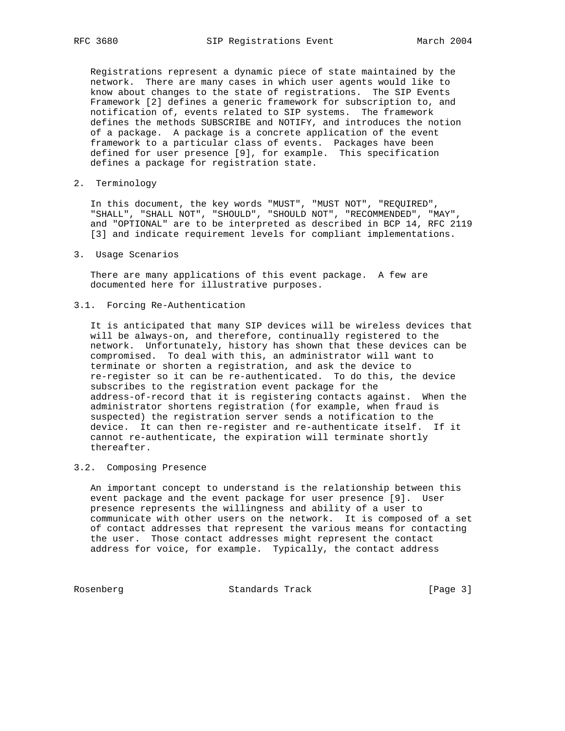Registrations represent a dynamic piece of state maintained by the network. There are many cases in which user agents would like to know about changes to the state of registrations. The SIP Events Framework [2] defines a generic framework for subscription to, and notification of, events related to SIP systems. The framework defines the methods SUBSCRIBE and NOTIFY, and introduces the notion of a package. A package is a concrete application of the event framework to a particular class of events. Packages have been defined for user presence [9], for example. This specification defines a package for registration state.

## 2. Terminology

In this document, the key words "MUST", "MUST NOT", "REQUIRED", "SHALL", "SHALL NOT", "SHOULD", "SHOULD NOT", "RECOMMENDED", "MAY", and "OPTIONAL" are to be interpreted as described in BCP 14, RFC 2119 [3] and indicate requirement levels for compliant implementations.

## 3. Usage Scenarios

There are many applications of this event package. A few are documented here for illustrative purposes.

### 3.1. Forcing Re-Authentication

It is anticipated that many SIP devices will be wireless devices that will be always-on, and therefore, continually registered to the network. Unfortunately, history has shown that these devices can be compromised. To deal with this, an administrator will want to terminate or shorten a registration, and ask the device to re-register so it can be re-authenticated. To do this, the device subscribes to the registration event package for the address-of-record that it is registering contacts against. When the administrator shortens registration (for example, when fraud is suspected) the registration server sends a notification to the device. It can then re-register and re-authenticate itself. If it cannot re-authenticate, the expiration will terminate shortly thereafter.

### 3.2. Composing Presence

An important concept to understand is the relationship between this event package and the event package for user presence [9]. User presence represents the willingness and ability of a user to communicate with other users on the network. It is composed of a set of contact addresses that represent the various means for contacting the user. Those contact addresses might represent the contact address for voice, for example. Typically, the contact address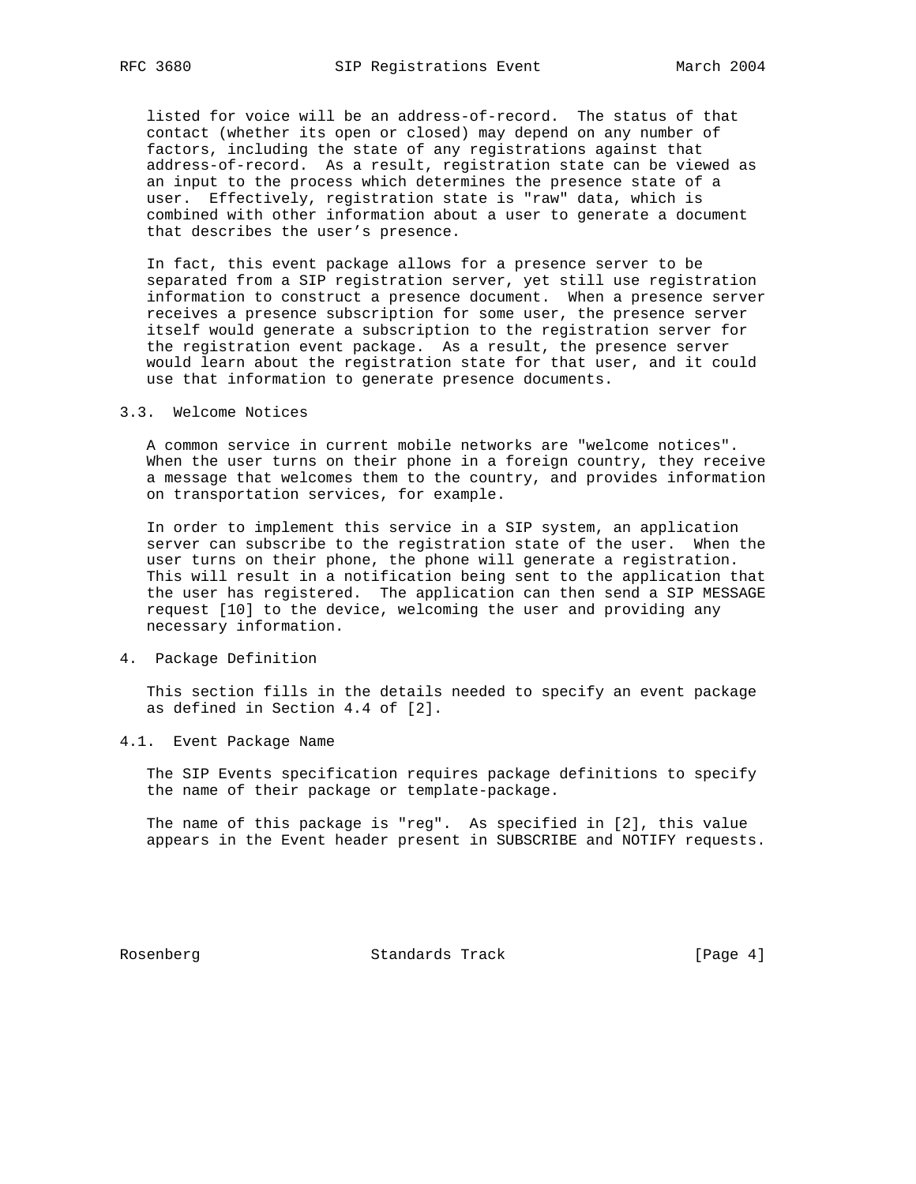listed for voice will be an address-of-record. The status of that contact (whether its open or closed) may depend on any number of factors, including the state of any registrations against that address-of-record. As a result, registration state can be viewed as an input to the process which determines the presence state of a user. Effectively, registration state is "raw" data, which is combined with other information about a user to generate a document that describes the user's presence.

In fact, this event package allows for a presence server to be separated from a SIP registration server, yet still use registration information to construct a presence document. When a presence server receives a presence subscription for some user, the presence server itself would generate a subscription to the registration server for the registration event package. As a result, the presence server would learn about the registration state for that user, and it could use that information to generate presence documents.

### 3.3. Welcome Notices

A common service in current mobile networks are "welcome notices". When the user turns on their phone in a foreign country, they receive a message that welcomes them to the country, and provides information on transportation services, for example.

In order to implement this service in a SIP system, an application server can subscribe to the registration state of the user. When the user turns on their phone, the phone will generate a registration. This will result in a notification being sent to the application that the user has registered. The application can then send a SIP MESSAGE request [10] to the device, welcoming the user and providing any necessary information.

## 4. Package Definition

This section fills in the details needed to specify an event package as defined in Section 4.4 of [2].

### 4.1. Event Package Name

The SIP Events specification requires package definitions to specify the name of their package or template-package.

The name of this package is "reg". As specified in [2], this value appears in the Event header present in SUBSCRIBE and NOTIFY requests.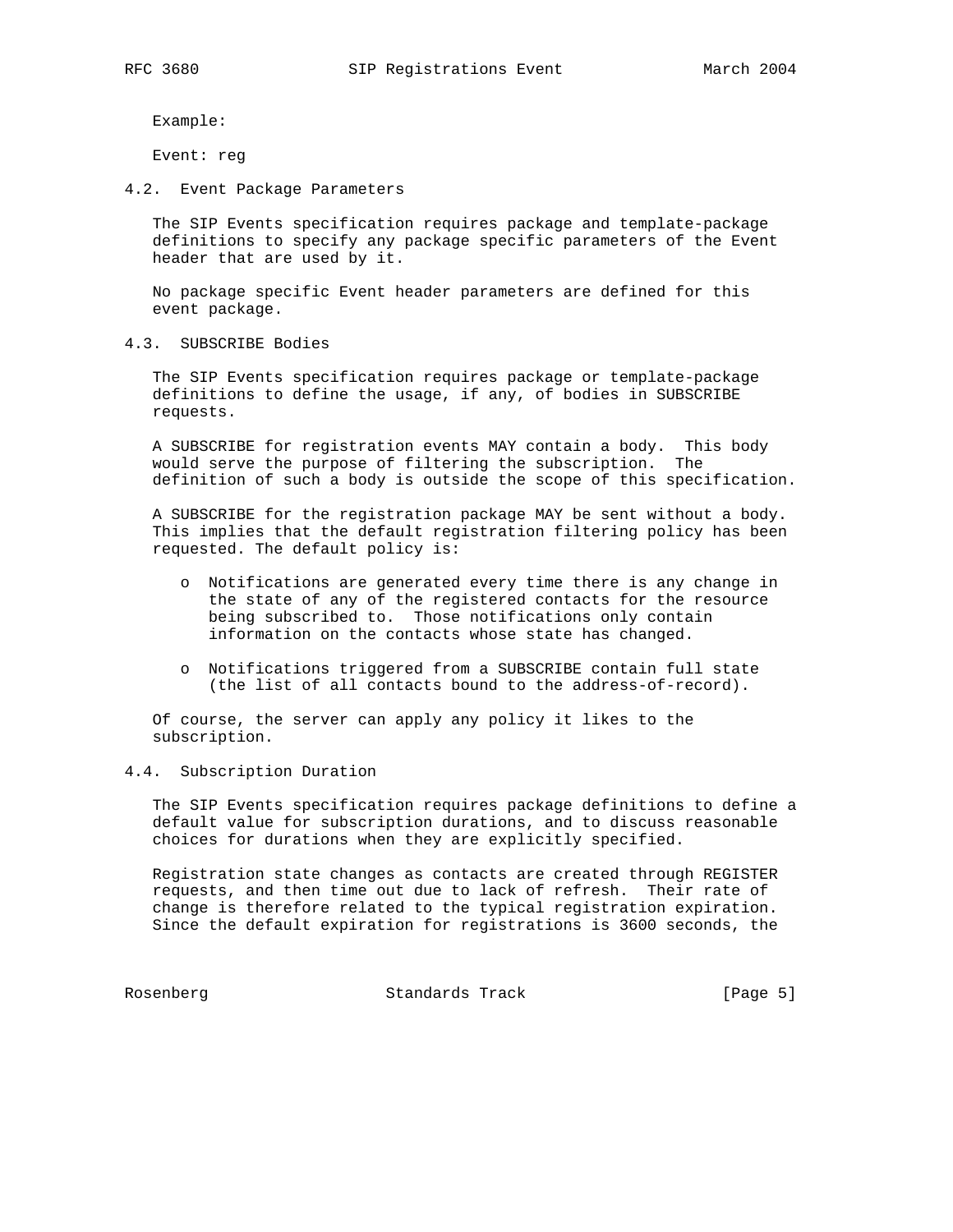Example:

Event: reg

### 4.2. Event Package Parameters

The SIP Events specification requires package and template-package definitions to specify any package specific parameters of the Event header that are used by it.

No package specific Event header parameters are defined for this event package.

### 4.3. SUBSCRIBE Bodies

The SIP Events specification requires package or template-package definitions to define the usage, if any, of bodies in SUBSCRIBE requests.

A SUBSCRIBE for registration events MAY contain a body. This body would serve the purpose of filtering the subscription. The definition of such a body is outside the scope of this specification.

A SUBSCRIBE for the registration package MAY be sent without a body. This implies that the default registration filtering policy has been requested. The default policy is:

- Notifications are generated every time there is any change in the state of any of the registered contacts for the resource being subscribed to. Those notifications only contain information on the contacts whose state has changed.
- Notifications triggered from a SUBSCRIBE contain full state (the list of all contacts bound to the address-of-record).

Of course, the server can apply any policy it likes to the subscription.

### 4.4. Subscription Duration

The SIP Events specification requires package definitions to define a default value for subscription durations, and to discuss reasonable choices for durations when they are explicitly specified.

Registration state changes as contacts are created through REGISTER requests, and then time out due to lack of refresh. Their rate of change is therefore related to the typical registration expiration. Since the default expiration for registrations is 3600 seconds, the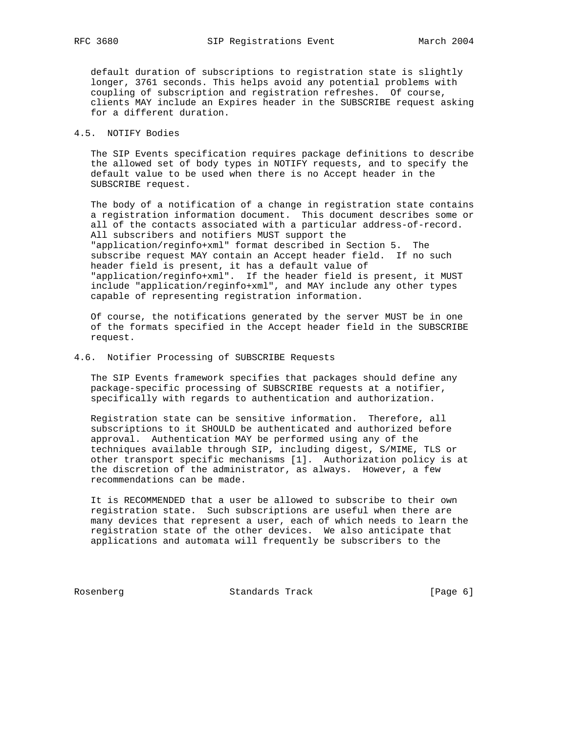default duration of subscriptions to registration state is slightly longer, 3761 seconds. This helps avoid any potential problems with coupling of subscription and registration refreshes. Of course, clients MAY include an Expires header in the SUBSCRIBE request asking for a different duration.

### 4.5. NOTIFY Bodies

The SIP Events specification requires package definitions to describe the allowed set of body types in NOTIFY requests, and to specify the default value to be used when there is no Accept header in the SUBSCRIBE request.

The body of a notification of a change in registration state contains a registration information document. This document describes some or all of the contacts associated with a particular address-of-record. All subscribers and notifiers MUST support the "application/reginfo+xml" format described in Section 5. The subscribe request MAY contain an Accept header field. If no such header field is present, it has a default value of "application/reginfo+xml". If the header field is present, it MUST include "application/reginfo+xml", and MAY include any other types capable of representing registration information.

Of course, the notifications generated by the server MUST be in one of the formats specified in the Accept header field in the SUBSCRIBE request.

### 4.6. Notifier Processing of SUBSCRIBE Requests

The SIP Events framework specifies that packages should define any package-specific processing of SUBSCRIBE requests at a notifier, specifically with regards to authentication and authorization.

Registration state can be sensitive information. Therefore, all subscriptions to it SHOULD be authenticated and authorized before approval. Authentication MAY be performed using any of the techniques available through SIP, including digest, S/MIME, TLS or other transport specific mechanisms [1]. Authorization policy is at the discretion of the administrator, as always. However, a few recommendations can be made.

It is RECOMMENDED that a user be allowed to subscribe to their own registration state. Such subscriptions are useful when there are many devices that represent a user, each of which needs to learn the registration state of the other devices. We also anticipate that applications and automata will frequently be subscribers to the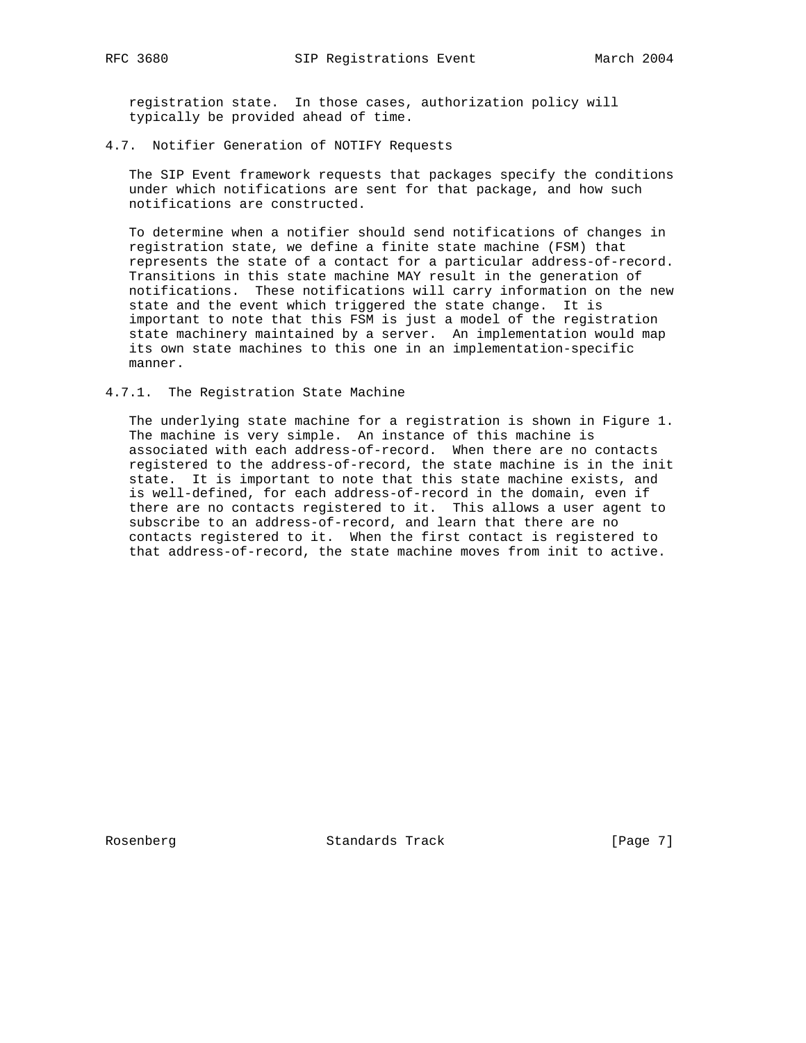registration state. In those cases, authorization policy will typically be provided ahead of time.

### 4.7. Notifier Generation of NOTIFY Requests

The SIP Event framework requests that packages specify the conditions under which notifications are sent for that package, and how such notifications are constructed.

To determine when a notifier should send notifications of changes in registration state, we define a finite state machine (FSM) that represents the state of a contact for a particular address-of-record. Transitions in this state machine MAY result in the generation of notifications. These notifications will carry information on the new state and the event which triggered the state change. It is important to note that this FSM is just a model of the registration state machinery maintained by a server. An implementation would map its own state machines to this one in an implementation-specific manner.

#### 4.7.1. The Registration State Machine

The underlying state machine for a registration is shown in Figure 1. The machine is very simple. An instance of this machine is associated with each address-of-record. When there are no contacts registered to the address-of-record, the state machine is in the init state. It is important to note that this state machine exists, and is well-defined, for each address-of-record in the domain, even if there are no contacts registered to it. This allows a user agent to subscribe to an address-of-record, and learn that there are no contacts registered to it. When the first contact is registered to that address-of-record, the state machine moves from init to active.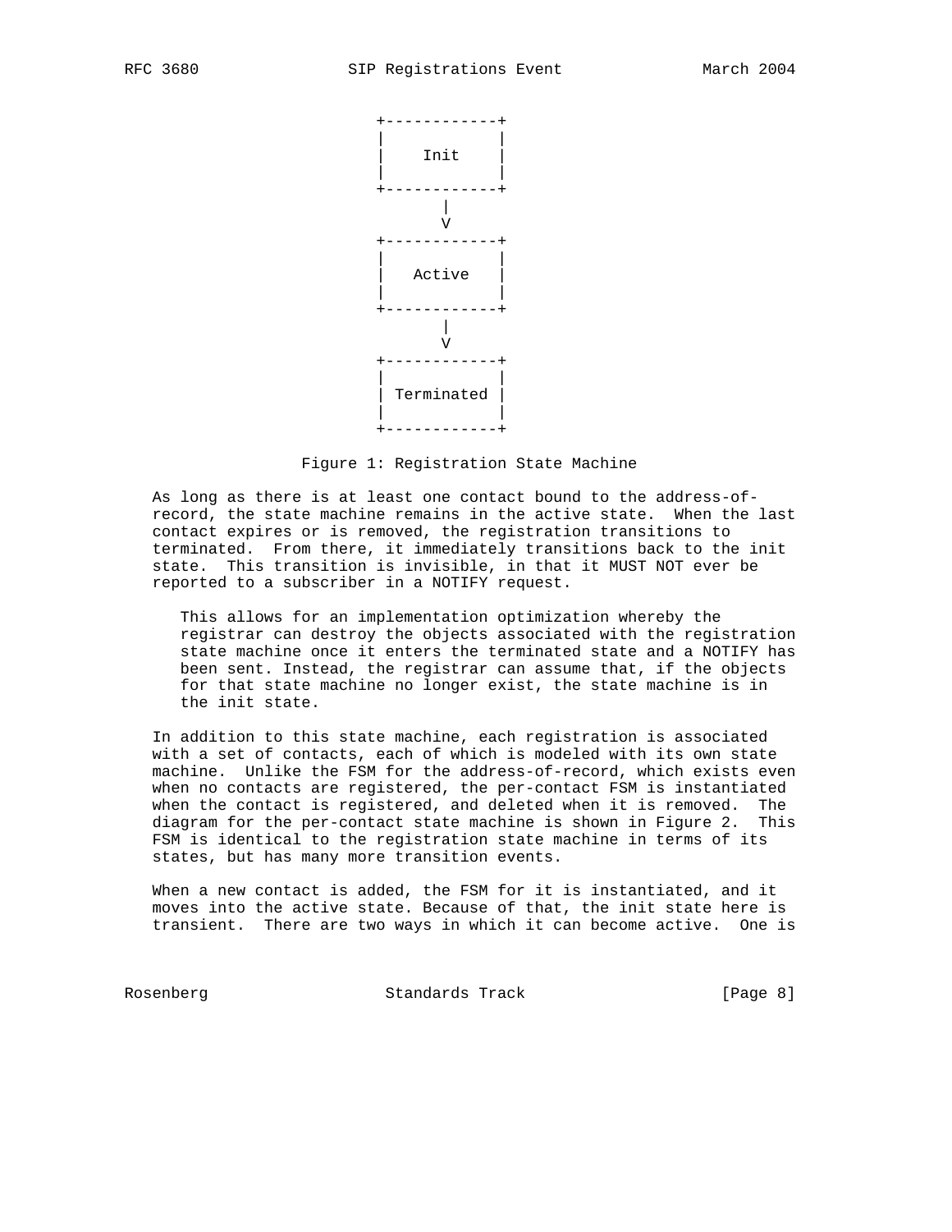```
                          +------------+
                          |            |
                          |    Init    |
                          |            |
                          +------------+
                                |
                                V
                          +------------+
                          |            |
                          |   Active   |
                          |            |
                          +------------+
                                |
                                V
                          +------------+
                          |            |
                          | Terminated |
                          |            |
                          +------------+
```

Figure 1: Registration State Machine

As long as there is at least one contact bound to the address-of-record, the state machine remains in the active state. When the last contact expires or is removed, the registration transitions to terminated. From there, it immediately transitions back to the init state. This transition is invisible, in that it MUST NOT ever be reported to a subscriber in a NOTIFY request.

> This allows for an implementation optimization whereby the registrar can destroy the objects associated with the registration state machine once it enters the terminated state and a NOTIFY has been sent. Instead, the registrar can assume that, if the objects for that state machine no longer exist, the state machine is in the init state.

In addition to this state machine, each registration is associated with a set of contacts, each of which is modeled with its own state machine. Unlike the FSM for the address-of-record, which exists even when no contacts are registered, the per-contact FSM is instantiated when the contact is registered, and deleted when it is removed. The diagram for the per-contact state machine is shown in Figure 2. This FSM is identical to the registration state machine in terms of its states, but has many more transition events.

When a new contact is added, the FSM for it is instantiated, and it moves into the active state. Because of that, the init state here is transient. There are two ways in which it can become active. One is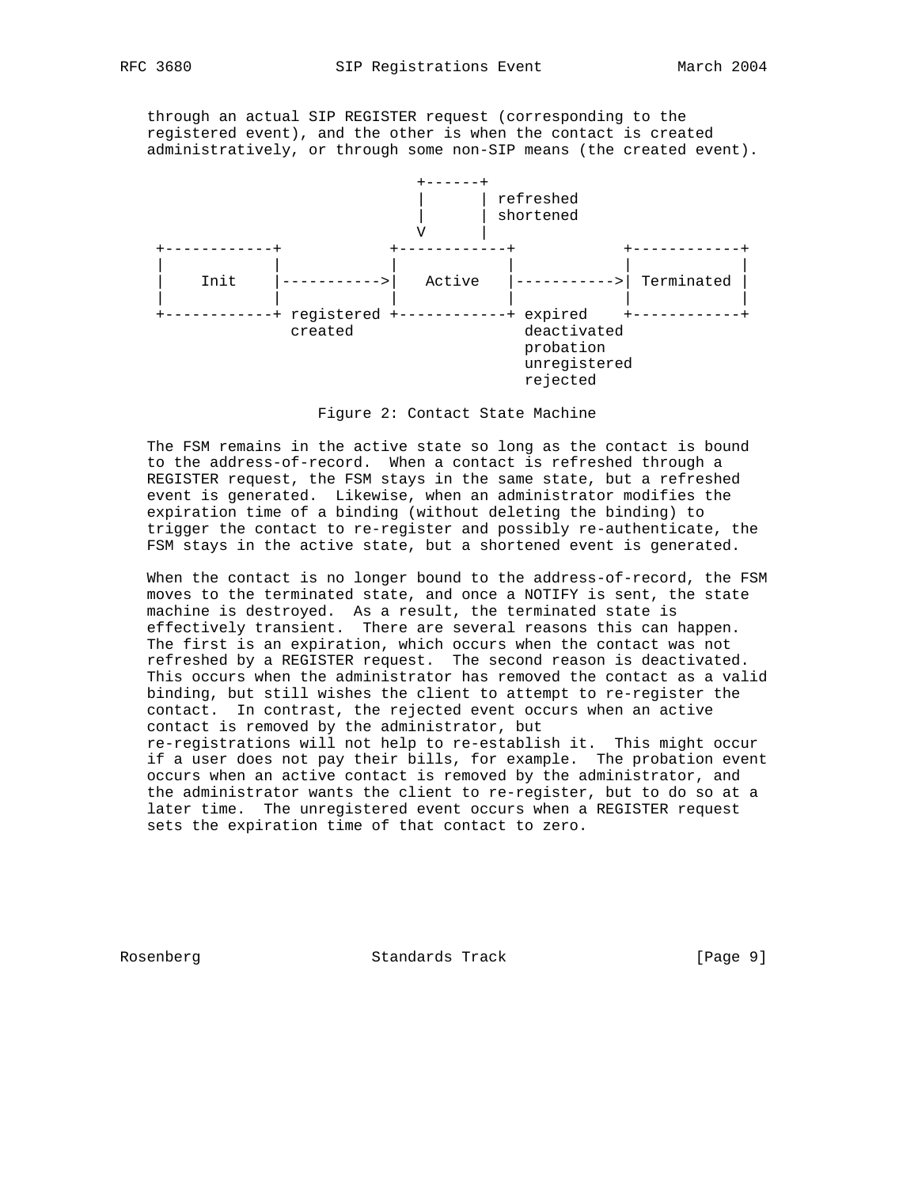through an actual SIP REGISTER request (corresponding to the registered event), and the other is when the contact is created administratively, or through some non-SIP means (the created event).

```
                              +------+
                              |      | refreshed
                              |      | shortened
                              V      |
   +------------+            +------------+           +------------+
   |            |            |            |           |            |
   |    Init    |----------->|   Active   |---------->| Terminated |
   |            |            |            |           |            |
   +------------+ registered +------------+ expired   +------------+
                  created                   deactivated
                                            probation
                                            unregistered
                                            rejected
```

Figure 2: Contact State Machine

The FSM remains in the active state so long as the contact is bound to the address-of-record. When a contact is refreshed through a REGISTER request, the FSM stays in the same state, but a refreshed event is generated. Likewise, when an administrator modifies the expiration time of a binding (without deleting the binding) to trigger the contact to re-register and possibly re-authenticate, the FSM stays in the active state, but a shortened event is generated.

When the contact is no longer bound to the address-of-record, the FSM moves to the terminated state, and once a NOTIFY is sent, the state machine is destroyed. As a result, the terminated state is effectively transient. There are several reasons this can happen. The first is an expiration, which occurs when the contact was not refreshed by a REGISTER request. The second reason is deactivated. This occurs when the administrator has removed the contact as a valid binding, but still wishes the client to attempt to re-register the contact. In contrast, the rejected event occurs when an active contact is removed by the administrator, but re-registrations will not help to re-establish it. This might occur if a user does not pay their bills, for example. The probation event occurs when an active contact is removed by the administrator, and the administrator wants the client to re-register, but to do so at a later time. The unregistered event occurs when a REGISTER request sets the expiration time of that contact to zero.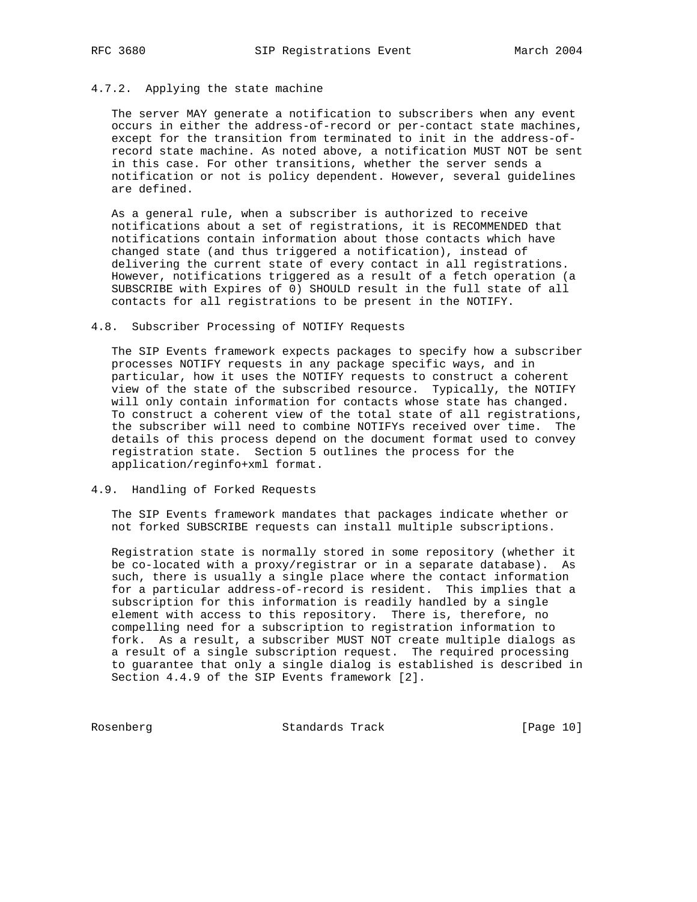#### 4.7.2. Applying the state machine

The server MAY generate a notification to subscribers when any event occurs in either the address-of-record or per-contact state machines, except for the transition from terminated to init in the address-of-record state machine. As noted above, a notification MUST NOT be sent in this case. For other transitions, whether the server sends a notification or not is policy dependent. However, several guidelines are defined.

As a general rule, when a subscriber is authorized to receive notifications about a set of registrations, it is RECOMMENDED that notifications contain information about those contacts which have changed state (and thus triggered a notification), instead of delivering the current state of every contact in all registrations. However, notifications triggered as a result of a fetch operation (a SUBSCRIBE with Expires of 0) SHOULD result in the full state of all contacts for all registrations to be present in the NOTIFY.

### 4.8. Subscriber Processing of NOTIFY Requests

The SIP Events framework expects packages to specify how a subscriber processes NOTIFY requests in any package specific ways, and in particular, how it uses the NOTIFY requests to construct a coherent view of the state of the subscribed resource. Typically, the NOTIFY will only contain information for contacts whose state has changed. To construct a coherent view of the total state of all registrations, the subscriber will need to combine NOTIFYs received over time. The details of this process depend on the document format used to convey registration state. Section 5 outlines the process for the application/reginfo+xml format.

### 4.9. Handling of Forked Requests

The SIP Events framework mandates that packages indicate whether or not forked SUBSCRIBE requests can install multiple subscriptions.

Registration state is normally stored in some repository (whether it be co-located with a proxy/registrar or in a separate database). As such, there is usually a single place where the contact information for a particular address-of-record is resident. This implies that a subscription for this information is readily handled by a single element with access to this repository. There is, therefore, no compelling need for a subscription to registration information to fork. As a result, a subscriber MUST NOT create multiple dialogs as a result of a single subscription request. The required processing to guarantee that only a single dialog is established is described in Section 4.4.9 of the SIP Events framework [2].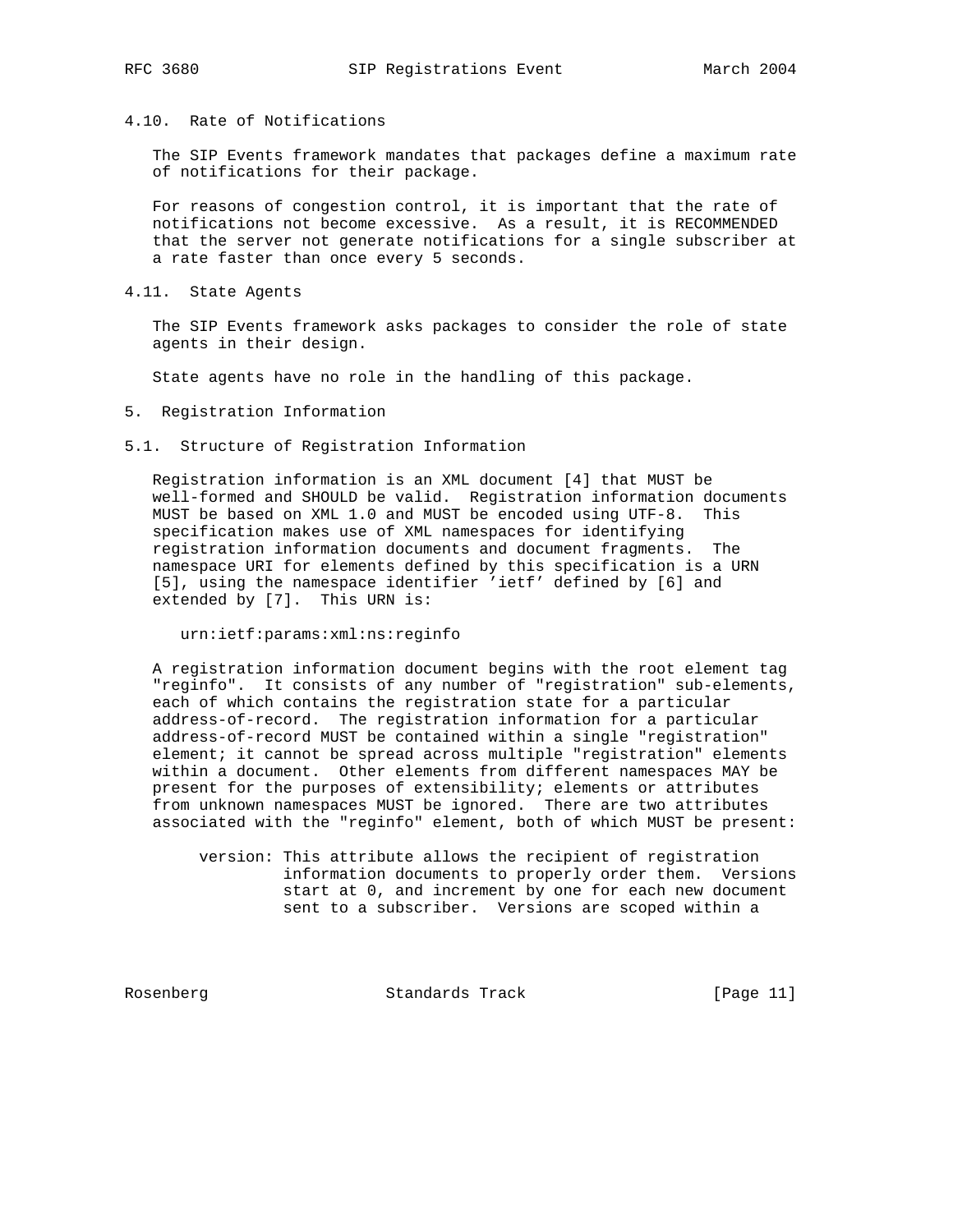### 4.10. Rate of Notifications

The SIP Events framework mandates that packages define a maximum rate of notifications for their package.

For reasons of congestion control, it is important that the rate of notifications not become excessive. As a result, it is RECOMMENDED that the server not generate notifications for a single subscriber at a rate faster than once every 5 seconds.

### 4.11. State Agents

The SIP Events framework asks packages to consider the role of state agents in their design.

State agents have no role in the handling of this package.

## 5. Registration Information

### 5.1. Structure of Registration Information

Registration information is an XML document [4] that MUST be well-formed and SHOULD be valid. Registration information documents MUST be based on XML 1.0 and MUST be encoded using UTF-8. This specification makes use of XML namespaces for identifying registration information documents and document fragments. The namespace URI for elements defined by this specification is a URN [5], using the namespace identifier 'ietf' defined by [6] and extended by [7]. This URN is:

```
urn:ietf:params:xml:ns:reginfo
```

A registration information document begins with the root element tag "reginfo". It consists of any number of "registration" sub-elements, each of which contains the registration state for a particular address-of-record. The registration information for a particular address-of-record MUST be contained within a single "registration" element; it cannot be spread across multiple "registration" elements within a document. Other elements from different namespaces MAY be present for the purposes of extensibility; elements or attributes from unknown namespaces MUST be ignored. There are two attributes associated with the "reginfo" element, both of which MUST be present:

version: This attribute allows the recipient of registration information documents to properly order them. Versions start at 0, and increment by one for each new document sent to a subscriber. Versions are scoped within a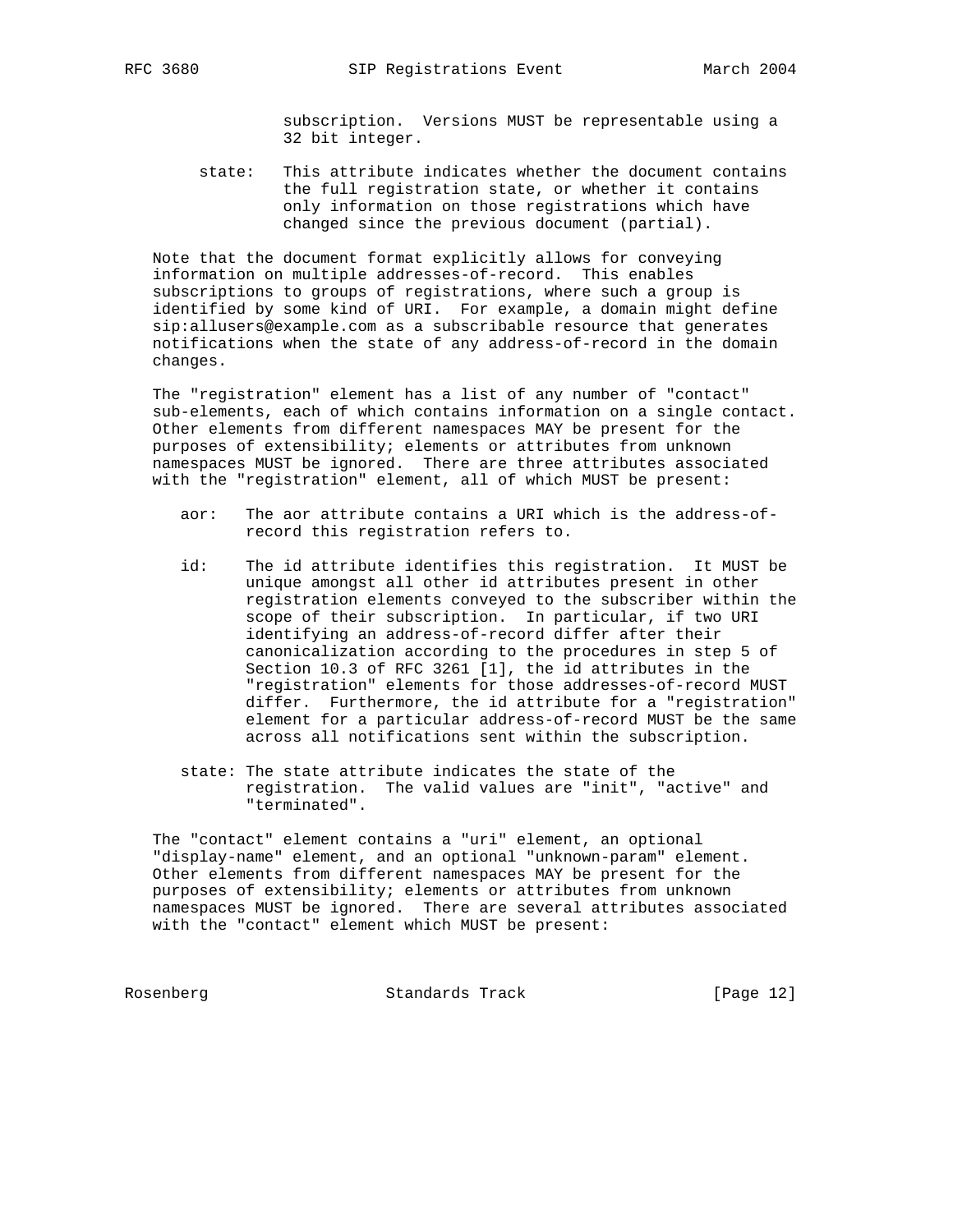subscription. Versions MUST be representable using a 32 bit integer.

state: This attribute indicates whether the document contains the full registration state, or whether it contains only information on those registrations which have changed since the previous document (partial).

Note that the document format explicitly allows for conveying information on multiple addresses-of-record. This enables subscriptions to groups of registrations, where such a group is identified by some kind of URI. For example, a domain might define sip:allusers@example.com as a subscribable resource that generates notifications when the state of any address-of-record in the domain changes.

The "registration" element has a list of any number of "contact" sub-elements, each of which contains information on a single contact. Other elements from different namespaces MAY be present for the purposes of extensibility; elements or attributes from unknown namespaces MUST be ignored. There are three attributes associated with the "registration" element, all of which MUST be present:

aor: The aor attribute contains a URI which is the address-of-record this registration refers to.

id: The id attribute identifies this registration. It MUST be unique amongst all other id attributes present in other registration elements conveyed to the subscriber within the scope of their subscription. In particular, if two URI identifying an address-of-record differ after their canonicalization according to the procedures in step 5 of Section 10.3 of RFC 3261 [1], the id attributes in the "registration" elements for those addresses-of-record MUST differ. Furthermore, the id attribute for a "registration" element for a particular address-of-record MUST be the same across all notifications sent within the subscription.

state: The state attribute indicates the state of the registration. The valid values are "init", "active" and "terminated".

The "contact" element contains a "uri" element, an optional "display-name" element, and an optional "unknown-param" element. Other elements from different namespaces MAY be present for the purposes of extensibility; elements or attributes from unknown namespaces MUST be ignored. There are several attributes associated with the "contact" element which MUST be present: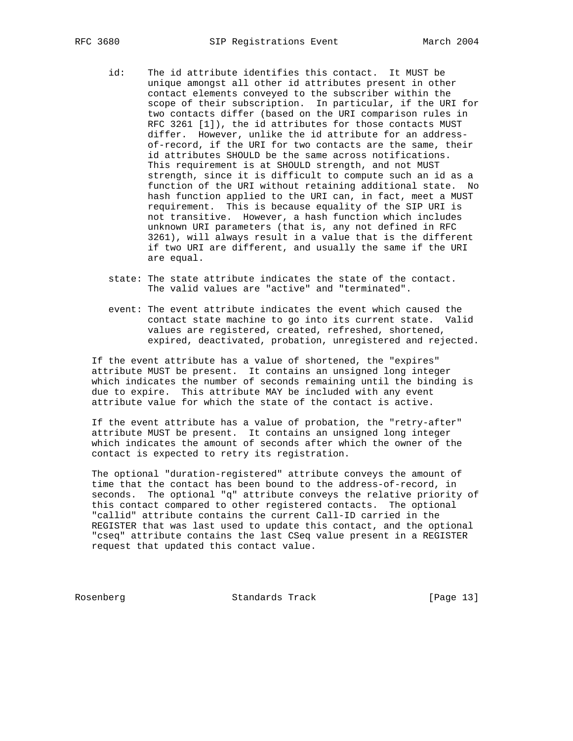id: The id attribute identifies this contact. It MUST be unique amongst all other id attributes present in other contact elements conveyed to the subscriber within the scope of their subscription. In particular, if the URI for two contacts differ (based on the URI comparison rules in RFC 3261 [1]), the id attributes for those contacts MUST differ. However, unlike the id attribute for an address-of-record, if the URI for two contacts are the same, their id attributes SHOULD be the same across notifications. This requirement is at SHOULD strength, and not MUST strength, since it is difficult to compute such an id as a function of the URI without retaining additional state. No hash function applied to the URI can, in fact, meet a MUST requirement. This is because equality of the SIP URI is not transitive. However, a hash function which includes unknown URI parameters (that is, any not defined in RFC 3261), will always result in a value that is the different if two URI are different, and usually the same if the URI are equal.

state: The state attribute indicates the state of the contact. The valid values are "active" and "terminated".

event: The event attribute indicates the event which caused the contact state machine to go into its current state. Valid values are registered, created, refreshed, shortened, expired, deactivated, probation, unregistered and rejected.

If the event attribute has a value of shortened, the "expires" attribute MUST be present. It contains an unsigned long integer which indicates the number of seconds remaining until the binding is due to expire. This attribute MAY be included with any event attribute value for which the state of the contact is active.

If the event attribute has a value of probation, the "retry-after" attribute MUST be present. It contains an unsigned long integer which indicates the amount of seconds after which the owner of the contact is expected to retry its registration.

The optional "duration-registered" attribute conveys the amount of time that the contact has been bound to the address-of-record, in seconds. The optional "q" attribute conveys the relative priority of this contact compared to other registered contacts. The optional "callid" attribute contains the current Call-ID carried in the REGISTER that was last used to update this contact, and the optional "cseq" attribute contains the last CSeq value present in a REGISTER request that updated this contact value.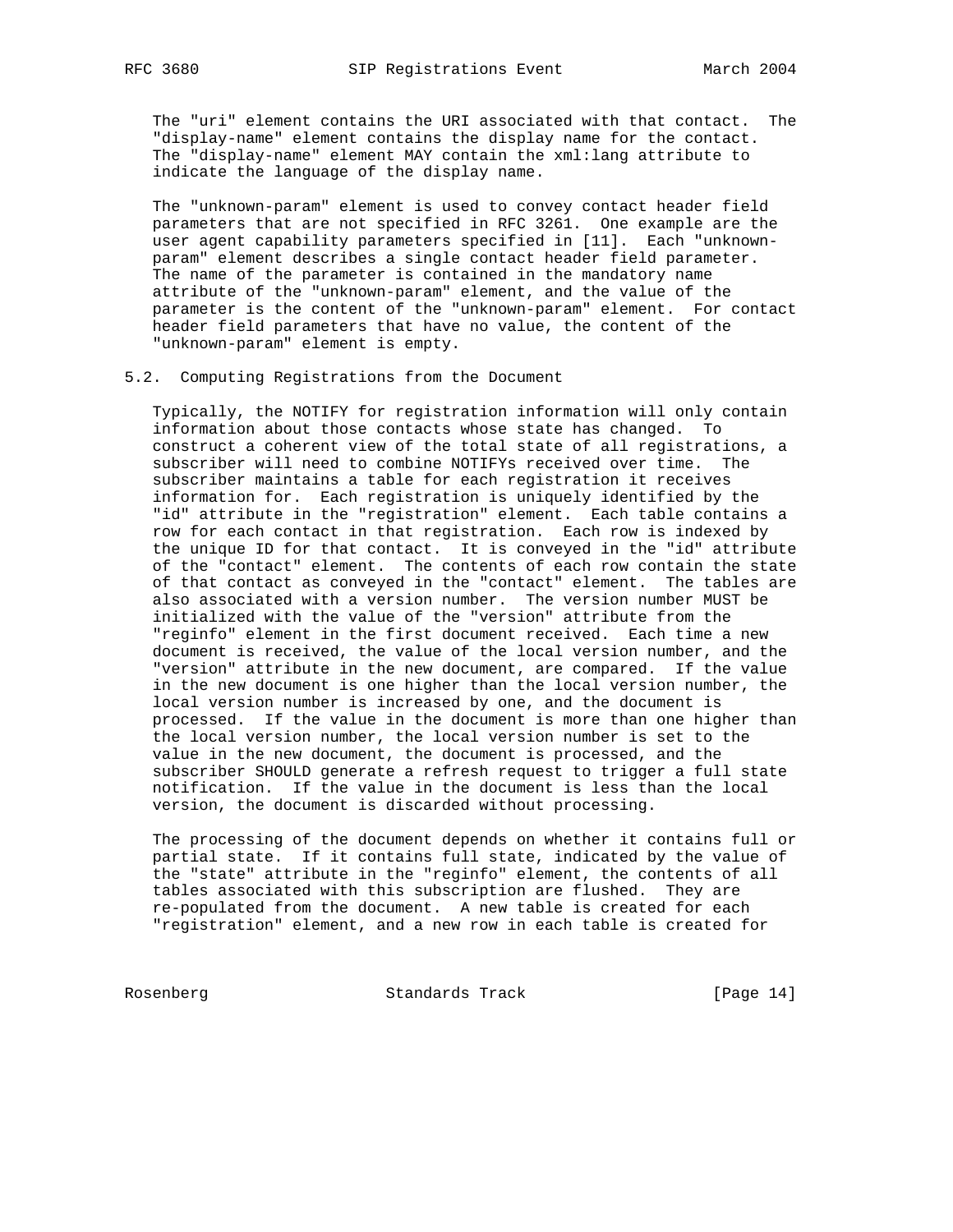The "uri" element contains the URI associated with that contact. The "display-name" element contains the display name for the contact. The "display-name" element MAY contain the xml:lang attribute to indicate the language of the display name.

The "unknown-param" element is used to convey contact header field parameters that are not specified in RFC 3261. One example are the user agent capability parameters specified in [11]. Each "unknown-param" element describes a single contact header field parameter. The name of the parameter is contained in the mandatory name attribute of the "unknown-param" element, and the value of the parameter is the content of the "unknown-param" element. For contact header field parameters that have no value, the content of the "unknown-param" element is empty.

## 5.2. Computing Registrations from the Document

Typically, the NOTIFY for registration information will only contain information about those contacts whose state has changed. To construct a coherent view of the total state of all registrations, a subscriber will need to combine NOTIFYs received over time. The subscriber maintains a table for each registration it receives information for. Each registration is uniquely identified by the "id" attribute in the "registration" element. Each table contains a row for each contact in that registration. Each row is indexed by the unique ID for that contact. It is conveyed in the "id" attribute of the "contact" element. The contents of each row contain the state of that contact as conveyed in the "contact" element. The tables are also associated with a version number. The version number MUST be initialized with the value of the "version" attribute from the "reginfo" element in the first document received. Each time a new document is received, the value of the local version number, and the "version" attribute in the new document, are compared. If the value in the new document is one higher than the local version number, the local version number is increased by one, and the document is processed. If the value in the document is more than one higher than the local version number, the local version number is set to the value in the new document, the document is processed, and the subscriber SHOULD generate a refresh request to trigger a full state notification. If the value in the document is less than the local version, the document is discarded without processing.

The processing of the document depends on whether it contains full or partial state. If it contains full state, indicated by the value of the "state" attribute in the "reginfo" element, the contents of all tables associated with this subscription are flushed. They are re-populated from the document. A new table is created for each "registration" element, and a new row in each table is created for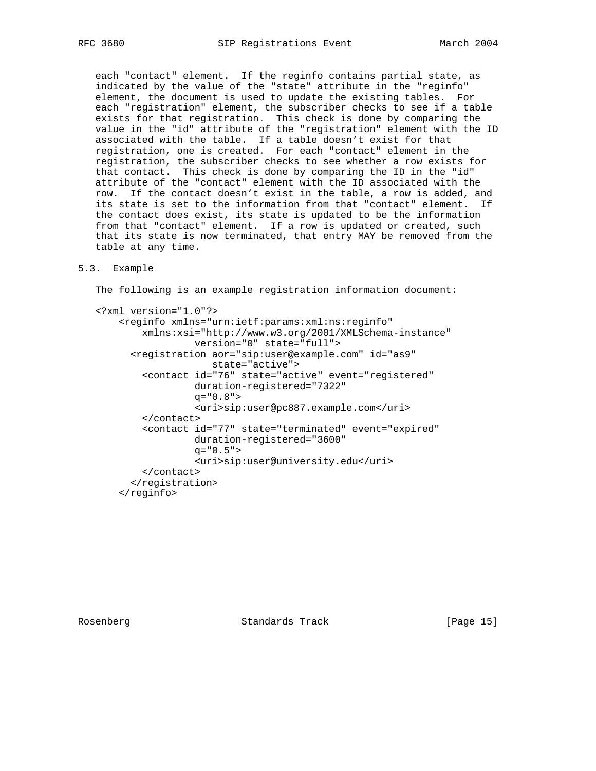each "contact" element. If the reginfo contains partial state, as indicated by the value of the "state" attribute in the "reginfo" element, the document is used to update the existing tables. For each "registration" element, the subscriber checks to see if a table exists for that registration. This check is done by comparing the value in the "id" attribute of the "registration" element with the ID associated with the table. If a table doesn't exist for that registration, one is created. For each "contact" element in the registration, the subscriber checks to see whether a row exists for that contact. This check is done by comparing the ID in the "id" attribute of the "contact" element with the ID associated with the row. If the contact doesn't exist in the table, a row is added, and its state is set to the information from that "contact" element. If the contact does exist, its state is updated to be the information from that "contact" element. If a row is updated or created, such that its state is now terminated, that entry MAY be removed from the table at any time.

## 5.3. Example

The following is an example registration information document:

```
<?xml version="1.0"?>
    <reginfo xmlns="urn:ietf:params:xml:ns:reginfo"
        xmlns:xsi="http://www.w3.org/2001/XMLSchema-instance"
                 version="0" state="full">
      <registration aor="sip:user@example.com" id="as9"
                    state="active">
        <contact id="76" state="active" event="registered"
                 duration-registered="7322"
                 q="0.8">
                 <uri>sip:user@pc887.example.com</uri>
        </contact>
        <contact id="77" state="terminated" event="expired"
                 duration-registered="3600"
                 q="0.5">
                 <uri>sip:user@university.edu</uri>
        </contact>
      </registration>
    </reginfo>
```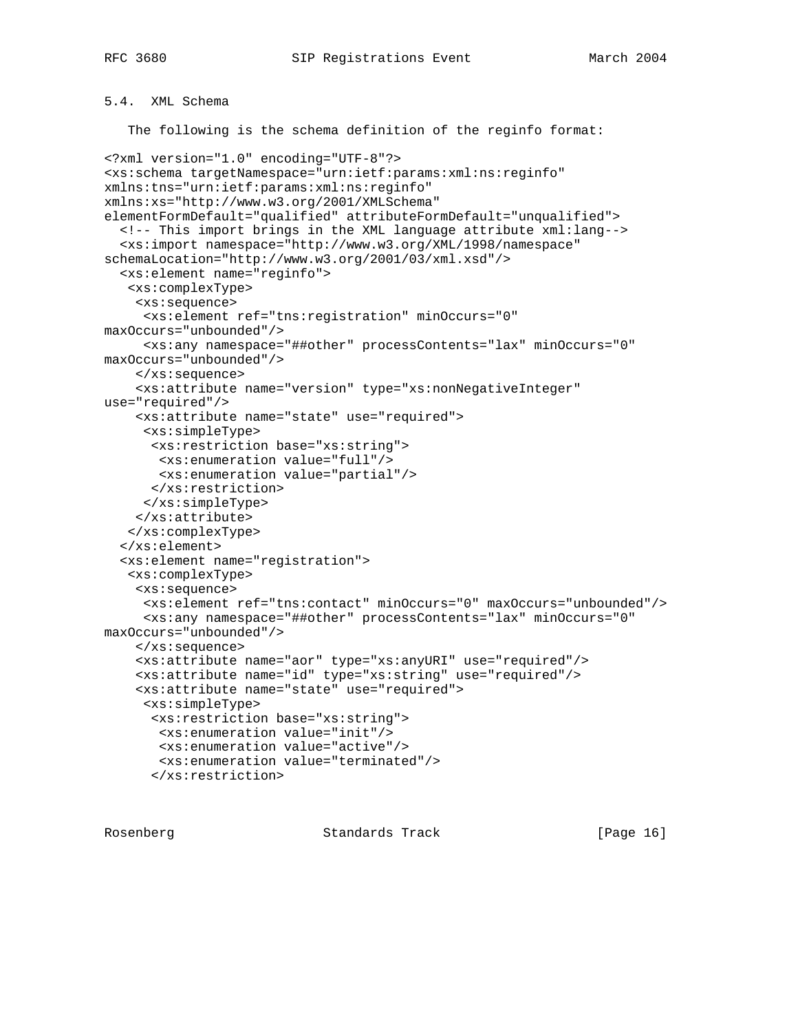### 5.4. XML Schema

The following is the schema definition of the reginfo format:

```
<?xml version="1.0" encoding="UTF-8"?>
<xs:schema targetNamespace="urn:ietf:params:xml:ns:reginfo"
xmlns:tns="urn:ietf:params:xml:ns:reginfo"
xmlns:xs="http://www.w3.org/2001/XMLSchema"
elementFormDefault="qualified" attributeFormDefault="unqualified">
  <!-- This import brings in the XML language attribute xml:lang-->
  <xs:import namespace="http://www.w3.org/XML/1998/namespace"
schemaLocation="http://www.w3.org/2001/03/xml.xsd"/>
  <xs:element name="reginfo">
   <xs:complexType>
    <xs:sequence>
     <xs:element ref="tns:registration" minOccurs="0"
maxOccurs="unbounded"/>
     <xs:any namespace="##other" processContents="lax" minOccurs="0"
maxOccurs="unbounded"/>
    </xs:sequence>
    <xs:attribute name="version" type="xs:nonNegativeInteger"
use="required"/>
    <xs:attribute name="state" use="required">
     <xs:simpleType>
      <xs:restriction base="xs:string">
       <xs:enumeration value="full"/>
       <xs:enumeration value="partial"/>
      </xs:restriction>
     </xs:simpleType>
    </xs:attribute>
   </xs:complexType>
  </xs:element>
  <xs:element name="registration">
   <xs:complexType>
    <xs:sequence>
     <xs:element ref="tns:contact" minOccurs="0" maxOccurs="unbounded"/>
     <xs:any namespace="##other" processContents="lax" minOccurs="0"
maxOccurs="unbounded"/>
    </xs:sequence>
    <xs:attribute name="aor" type="xs:anyURI" use="required"/>
    <xs:attribute name="id" type="xs:string" use="required"/>
    <xs:attribute name="state" use="required">
     <xs:simpleType>
      <xs:restriction base="xs:string">
       <xs:enumeration value="init"/>
       <xs:enumeration value="active"/>
       <xs:enumeration value="terminated"/>
      </xs:restriction>
```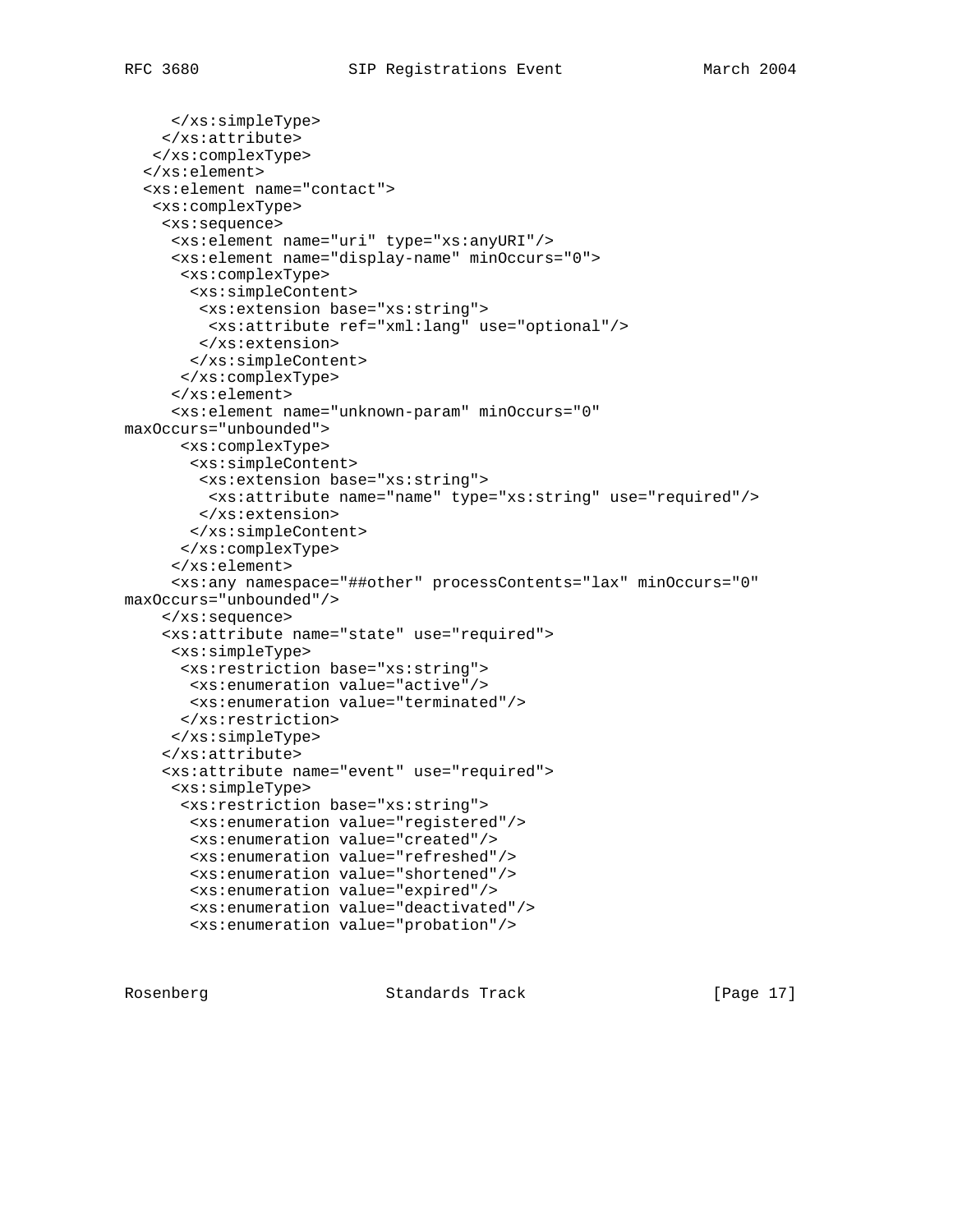```
     </xs:simpleType>
    </xs:attribute>
   </xs:complexType>
  </xs:element>
  <xs:element name="contact">
   <xs:complexType>
    <xs:sequence>
     <xs:element name="uri" type="xs:anyURI"/>
     <xs:element name="display-name" minOccurs="0">
      <xs:complexType>
       <xs:simpleContent>
        <xs:extension base="xs:string">
         <xs:attribute ref="xml:lang" use="optional"/>
        </xs:extension>
       </xs:simpleContent>
      </xs:complexType>
     </xs:element>
     <xs:element name="unknown-param" minOccurs="0"
maxOccurs="unbounded">
      <xs:complexType>
       <xs:simpleContent>
        <xs:extension base="xs:string">
         <xs:attribute name="name" type="xs:string" use="required"/>
        </xs:extension>
       </xs:simpleContent>
      </xs:complexType>
     </xs:element>
     <xs:any namespace="##other" processContents="lax" minOccurs="0"
maxOccurs="unbounded"/>
    </xs:sequence>
    <xs:attribute name="state" use="required">
     <xs:simpleType>
      <xs:restriction base="xs:string">
       <xs:enumeration value="active"/>
       <xs:enumeration value="terminated"/>
      </xs:restriction>
     </xs:simpleType>
    </xs:attribute>
    <xs:attribute name="event" use="required">
     <xs:simpleType>
      <xs:restriction base="xs:string">
       <xs:enumeration value="registered"/>
       <xs:enumeration value="created"/>
       <xs:enumeration value="refreshed"/>
       <xs:enumeration value="shortened"/>
       <xs:enumeration value="expired"/>
       <xs:enumeration value="deactivated"/>
       <xs:enumeration value="probation"/>
```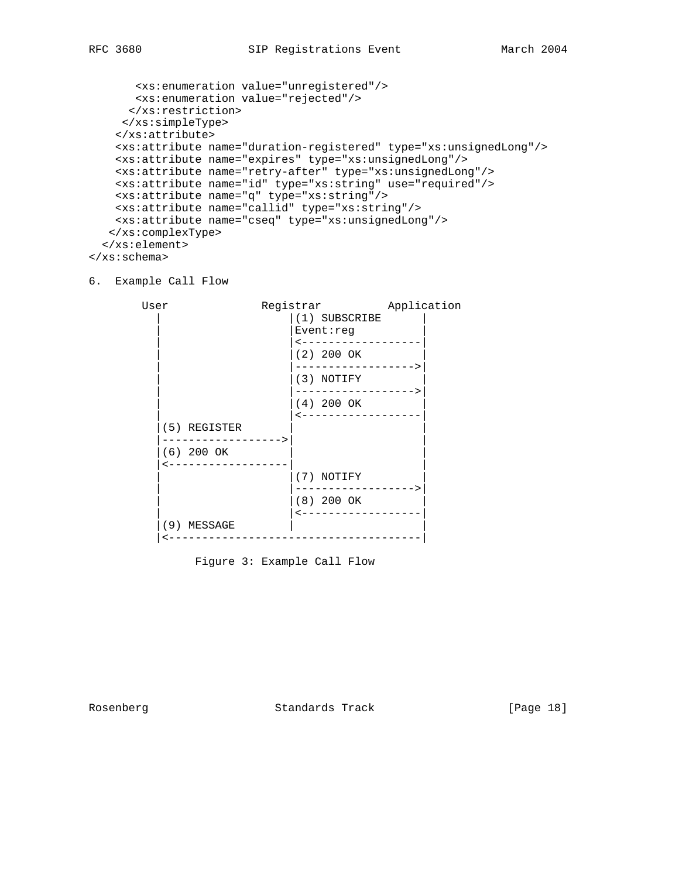```
      <xs:enumeration value="unregistered"/>
      <xs:enumeration value="rejected"/>
     </xs:restriction>
    </xs:simpleType>
   </xs:attribute>
   <xs:attribute name="duration-registered" type="xs:unsignedLong"/>
   <xs:attribute name="expires" type="xs:unsignedLong"/>
   <xs:attribute name="retry-after" type="xs:unsignedLong"/>
   <xs:attribute name="id" type="xs:string" use="required"/>
   <xs:attribute name="q" type="xs:string"/>
   <xs:attribute name="callid" type="xs:string"/>
   <xs:attribute name="cseq" type="xs:unsignedLong"/>
  </xs:complexType>
 </xs:element>
</xs:schema>
```

## 6. Example Call Flow

```
        User              Registrar          Application
          |                   |(1) SUBSCRIBE      |
          |                   |Event:reg          |
          |                   |<------------------|
          |                   |(2) 200 OK         |
          |                   |------------------>|
          |                   |(3) NOTIFY         |
          |                   |------------------>|
          |                   |(4) 200 OK         |
          |                   |<------------------|
          |(5) REGISTER       |                   |
          |------------------>|                   |
          |(6) 200 OK         |                   |
          |<------------------|                   |
          |                   |(7) NOTIFY         |
          |                   |------------------>|
          |                   |(8) 200 OK         |
          |                   |<------------------|
          |(9) MESSAGE        |                   |
          |<--------------------------------------|
```

Figure 3: Example Call Flow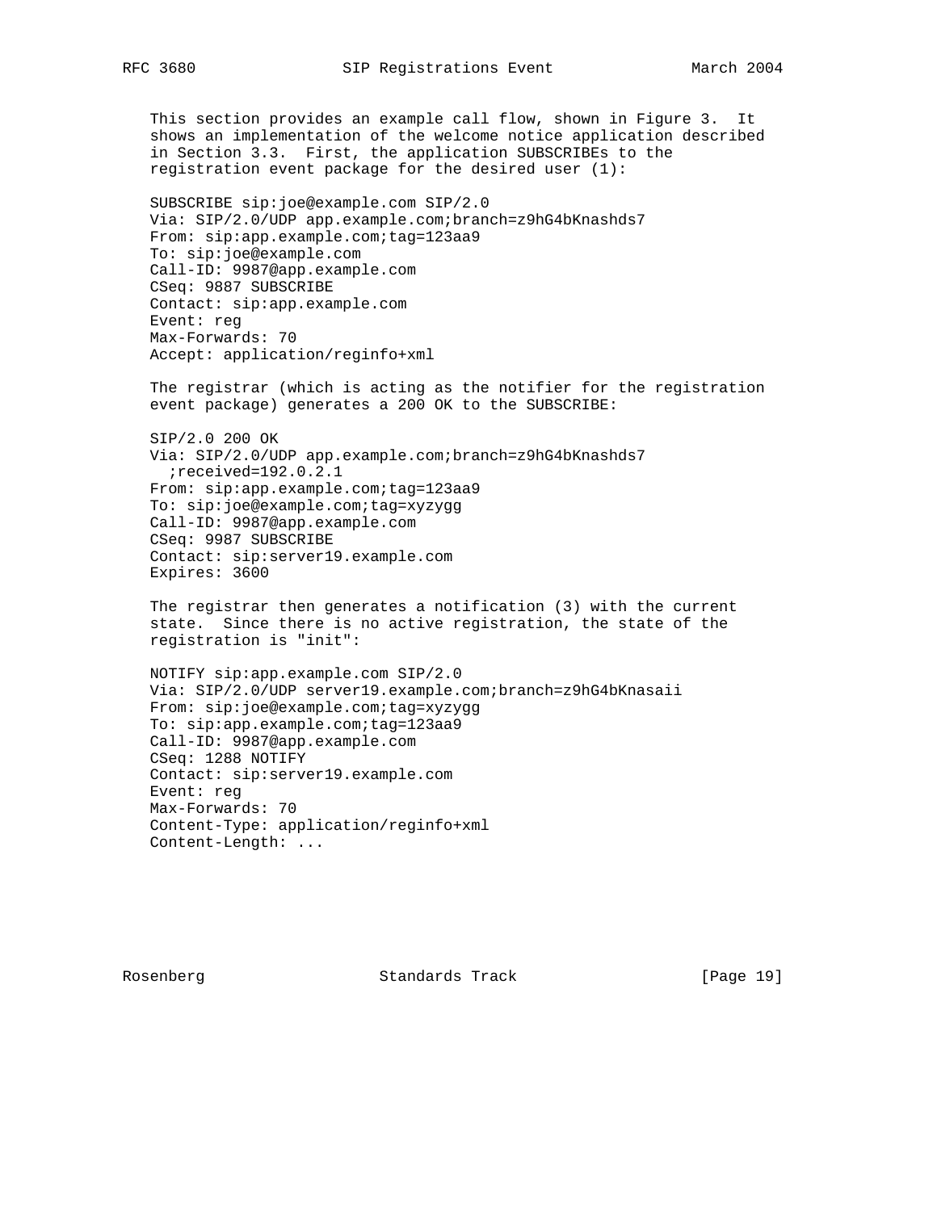This section provides an example call flow, shown in Figure 3. It shows an implementation of the welcome notice application described in Section 3.3. First, the application SUBSCRIBEs to the registration event package for the desired user (1):

```
SUBSCRIBE sip:joe@example.com SIP/2.0
Via: SIP/2.0/UDP app.example.com;branch=z9hG4bKnashds7
From: sip:app.example.com;tag=123aa9
To: sip:joe@example.com
Call-ID: 9987@app.example.com
CSeq: 9887 SUBSCRIBE
Contact: sip:app.example.com
Event: reg
Max-Forwards: 70
Accept: application/reginfo+xml
```

The registrar (which is acting as the notifier for the registration event package) generates a 200 OK to the SUBSCRIBE:

```
SIP/2.0 200 OK
Via: SIP/2.0/UDP app.example.com;branch=z9hG4bKnashds7
  ;received=192.0.2.1
From: sip:app.example.com;tag=123aa9
To: sip:joe@example.com;tag=xyzygg
Call-ID: 9987@app.example.com
CSeq: 9987 SUBSCRIBE
Contact: sip:server19.example.com
Expires: 3600
```

The registrar then generates a notification (3) with the current state. Since there is no active registration, the state of the registration is "init":

```
NOTIFY sip:app.example.com SIP/2.0
Via: SIP/2.0/UDP server19.example.com;branch=z9hG4bKnasaii
From: sip:joe@example.com;tag=xyzygg
To: sip:app.example.com;tag=123aa9
Call-ID: 9987@app.example.com
CSeq: 1288 NOTIFY
Contact: sip:server19.example.com
Event: reg
Max-Forwards: 70
Content-Type: application/reginfo+xml
Content-Length: ...
```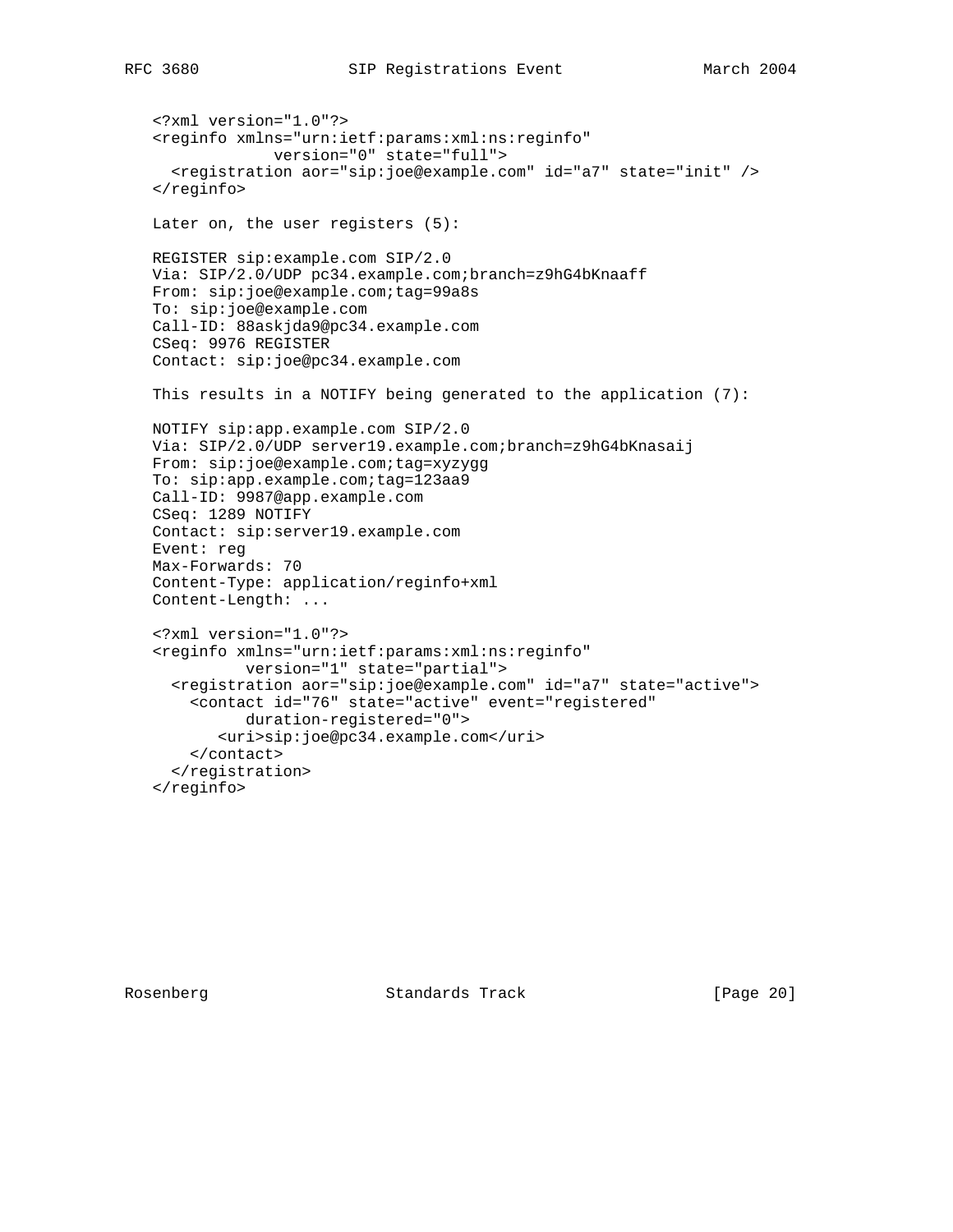```
<?xml version="1.0"?>
<reginfo xmlns="urn:ietf:params:xml:ns:reginfo"
            version="0" state="full">
  <registration aor="sip:joe@example.com" id="a7" state="init" />
</reginfo>
```

Later on, the user registers (5):

```
REGISTER sip:example.com SIP/2.0
Via: SIP/2.0/UDP pc34.example.com;branch=z9hG4bKnaaff
From: sip:joe@example.com;tag=99a8s
To: sip:joe@example.com
Call-ID: 88askjda9@pc34.example.com
CSeq: 9976 REGISTER
Contact: sip:joe@pc34.example.com
```

This results in a NOTIFY being generated to the application (7):

```
NOTIFY sip:app.example.com SIP/2.0
Via: SIP/2.0/UDP server19.example.com;branch=z9hG4bKnasaij
From: sip:joe@example.com;tag=xyzygg
To: sip:app.example.com;tag=123aa9
Call-ID: 9987@app.example.com
CSeq: 1289 NOTIFY
Contact: sip:server19.example.com
Event: reg
Max-Forwards: 70
Content-Type: application/reginfo+xml
Content-Length: ...

<?xml version="1.0"?>
<reginfo xmlns="urn:ietf:params:xml:ns:reginfo"
         version="1" state="partial">
  <registration aor="sip:joe@example.com" id="a7" state="active">
    <contact id="76" state="active" event="registered"
         duration-registered="0">
       <uri>sip:joe@pc34.example.com</uri>
    </contact>
  </registration>
</reginfo>
```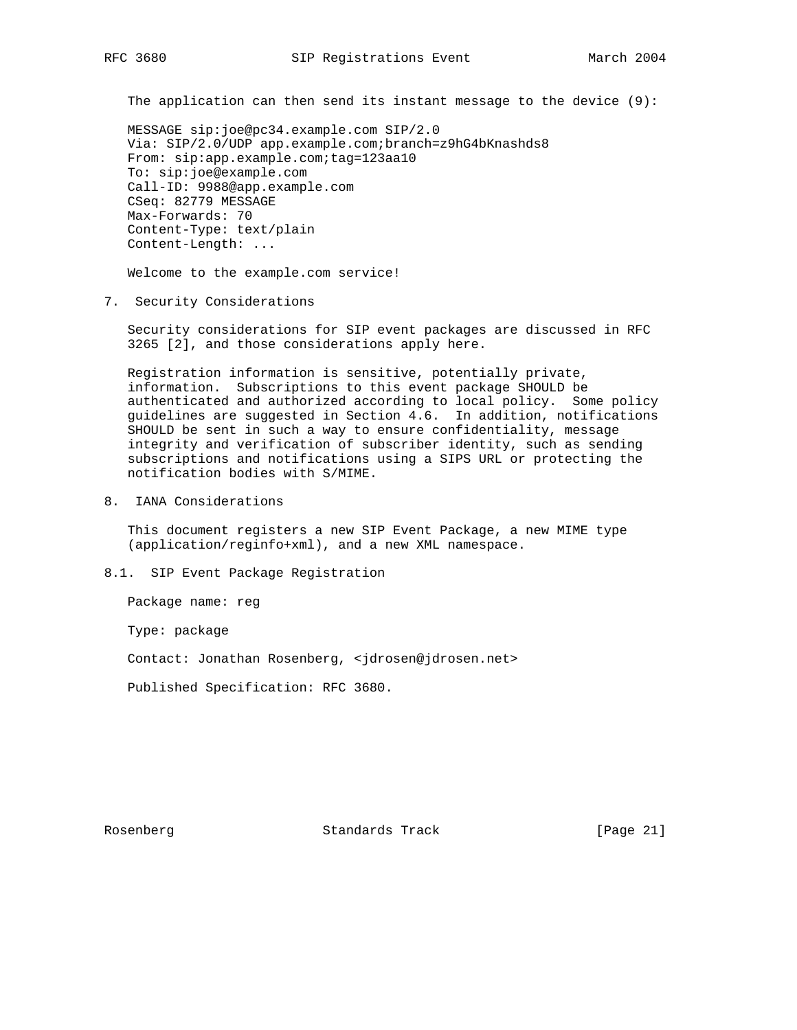The application can then send its instant message to the device (9):

```
MESSAGE sip:joe@pc34.example.com SIP/2.0
Via: SIP/2.0/UDP app.example.com;branch=z9hG4bKnashds8
From: sip:app.example.com;tag=123aa10
To: sip:joe@example.com
Call-ID: 9988@app.example.com
CSeq: 82779 MESSAGE
Max-Forwards: 70
Content-Type: text/plain
Content-Length: ...

Welcome to the example.com service!
```

## 7. Security Considerations

Security considerations for SIP event packages are discussed in RFC 3265 [2], and those considerations apply here.

Registration information is sensitive, potentially private, information. Subscriptions to this event package SHOULD be authenticated and authorized according to local policy. Some policy guidelines are suggested in Section 4.6. In addition, notifications SHOULD be sent in such a way to ensure confidentiality, message integrity and verification of subscriber identity, such as sending subscriptions and notifications using a SIPS URL or protecting the notification bodies with S/MIME.

## 8. IANA Considerations

This document registers a new SIP Event Package, a new MIME type (application/reginfo+xml), and a new XML namespace.

### 8.1. SIP Event Package Registration

Package name: reg

Type: package

Contact: Jonathan Rosenberg, <jdrosen@jdrosen.net>

Published Specification: RFC 3680.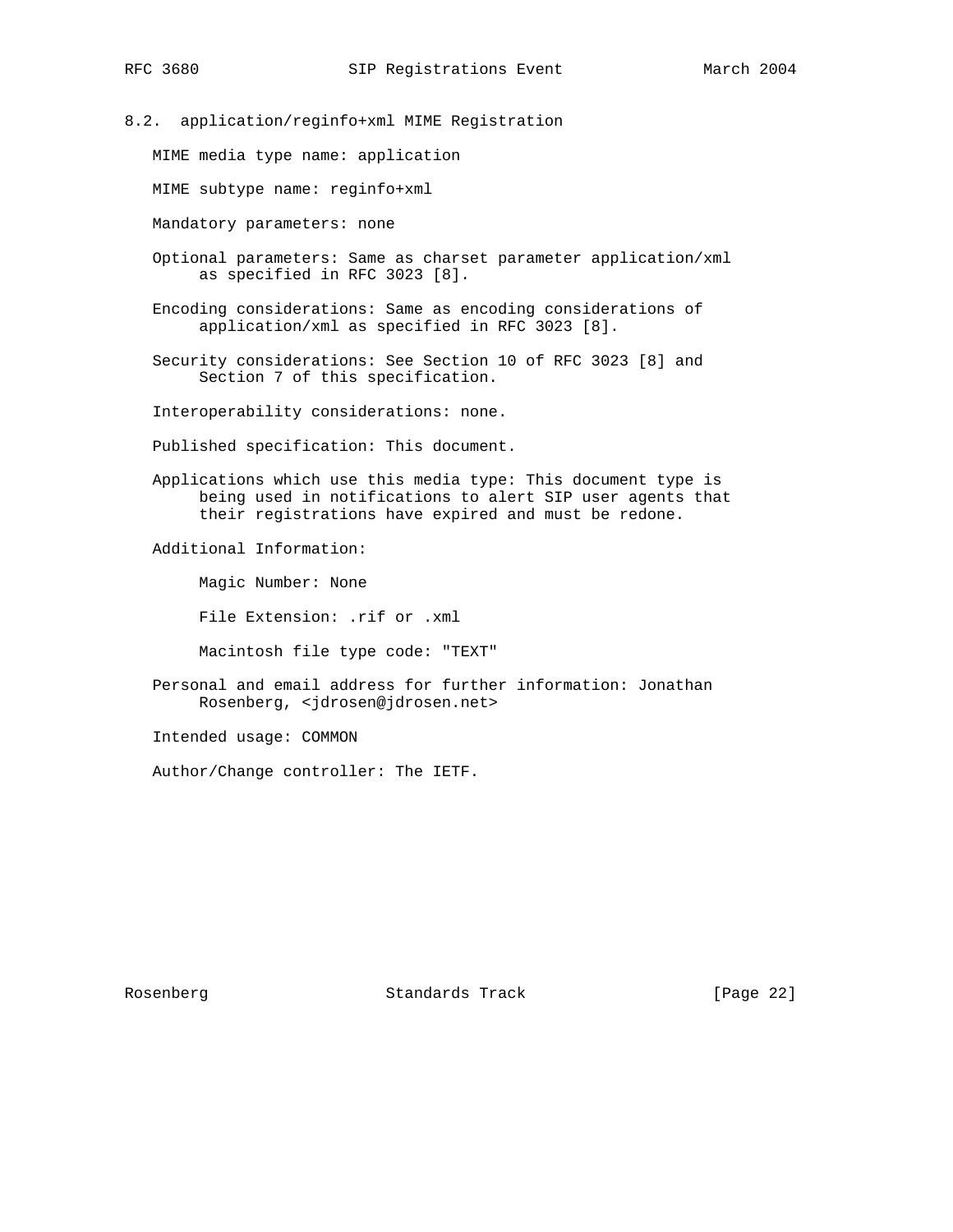## 8.2. application/reginfo+xml MIME Registration

MIME media type name: application

MIME subtype name: reginfo+xml

Mandatory parameters: none

Optional parameters: Same as charset parameter application/xml as specified in RFC 3023 [8].

Encoding considerations: Same as encoding considerations of application/xml as specified in RFC 3023 [8].

Security considerations: See Section 10 of RFC 3023 [8] and Section 7 of this specification.

Interoperability considerations: none.

Published specification: This document.

Applications which use this media type: This document type is being used in notifications to alert SIP user agents that their registrations have expired and must be redone.

Additional Information:

Magic Number: None

File Extension: .rif or .xml

Macintosh file type code: "TEXT"

Personal and email address for further information: Jonathan Rosenberg, <jdrosen@jdrosen.net>

Intended usage: COMMON

Author/Change controller: The IETF.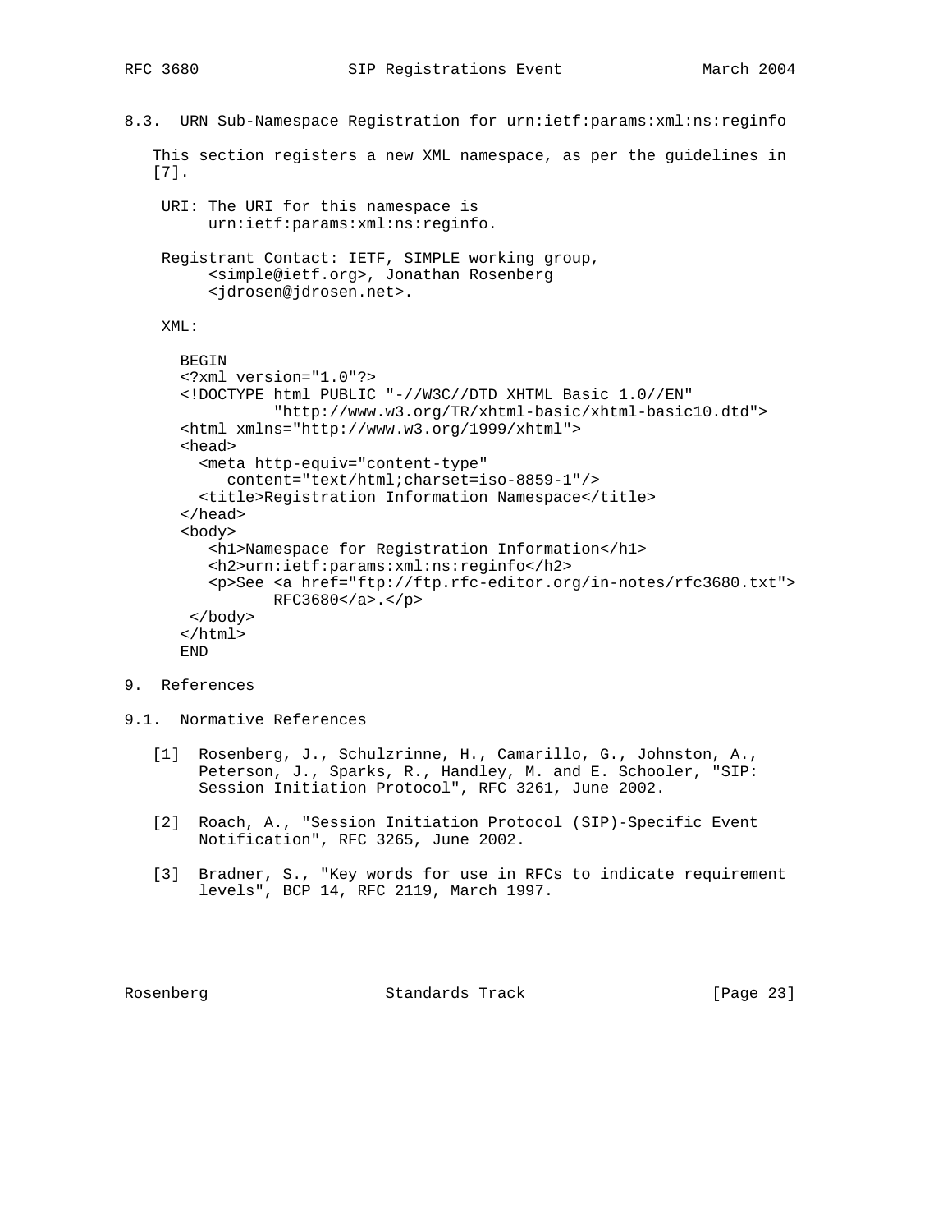### 8.3. URN Sub-Namespace Registration for urn:ietf:params:xml:ns:reginfo

This section registers a new XML namespace, as per the guidelines in [7].

URI: The URI for this namespace is urn:ietf:params:xml:ns:reginfo.

Registrant Contact: IETF, SIMPLE working group, <simple@ietf.org>, Jonathan Rosenberg <jdrosen@jdrosen.net>.

XML:

```
BEGIN
<?xml version="1.0"?>
<!DOCTYPE html PUBLIC "-//W3C//DTD XHTML Basic 1.0//EN"
          "http://www.w3.org/TR/xhtml-basic/xhtml-basic10.dtd">
<html xmlns="http://www.w3.org/1999/xhtml">
<head>
  <meta http-equiv="content-type"
     content="text/html;charset=iso-8859-1"/>
  <title>Registration Information Namespace</title>
</head>
<body>
   <h1>Namespace for Registration Information</h1>
   <h2>urn:ietf:params:xml:ns:reginfo</h2>
   <p>See <a href="ftp://ftp.rfc-editor.org/in-notes/rfc3680.txt">
          RFC3680</a>.</p>
 </body>
</html>
END
```

## 9. References

### 9.1. Normative References

[1] Rosenberg, J., Schulzrinne, H., Camarillo, G., Johnston, A., Peterson, J., Sparks, R., Handley, M. and E. Schooler, "SIP: Session Initiation Protocol", RFC 3261, June 2002.

[2] Roach, A., "Session Initiation Protocol (SIP)-Specific Event Notification", RFC 3265, June 2002.

[3] Bradner, S., "Key words for use in RFCs to indicate requirement levels", BCP 14, RFC 2119, March 1997.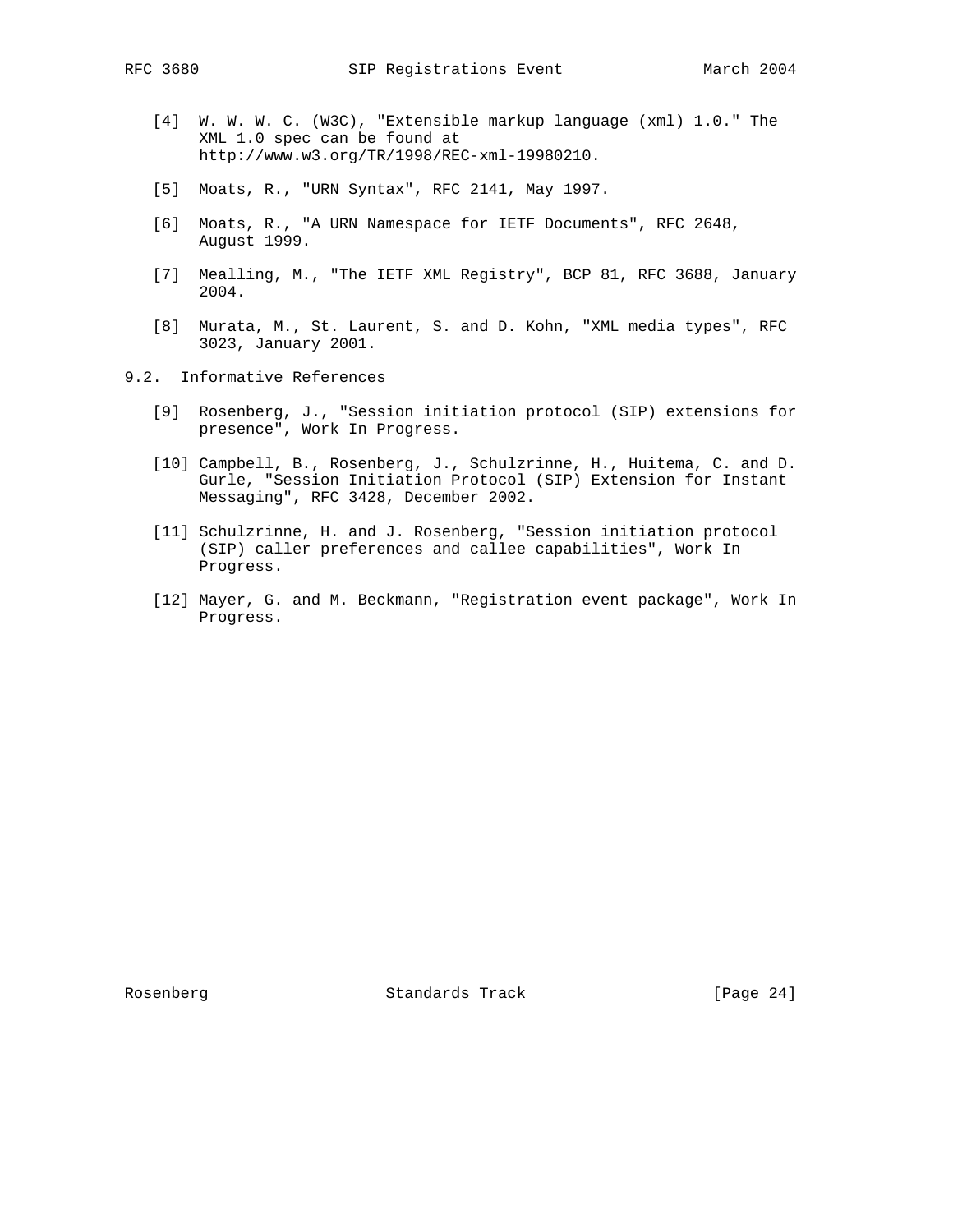[4] W. W. W. C. (W3C), "Extensible markup language (xml) 1.0." The XML 1.0 spec can be found at http://www.w3.org/TR/1998/REC-xml-19980210.

[5] Moats, R., "URN Syntax", RFC 2141, May 1997.

[6] Moats, R., "A URN Namespace for IETF Documents", RFC 2648, August 1999.

[7] Mealling, M., "The IETF XML Registry", BCP 81, RFC 3688, January 2004.

[8] Murata, M., St. Laurent, S. and D. Kohn, "XML media types", RFC 3023, January 2001.

## 9.2. Informative References

[9] Rosenberg, J., "Session initiation protocol (SIP) extensions for presence", Work In Progress.

[10] Campbell, B., Rosenberg, J., Schulzrinne, H., Huitema, C. and D. Gurle, "Session Initiation Protocol (SIP) Extension for Instant Messaging", RFC 3428, December 2002.

[11] Schulzrinne, H. and J. Rosenberg, "Session initiation protocol (SIP) caller preferences and callee capabilities", Work In Progress.

[12] Mayer, G. and M. Beckmann, "Registration event package", Work In Progress.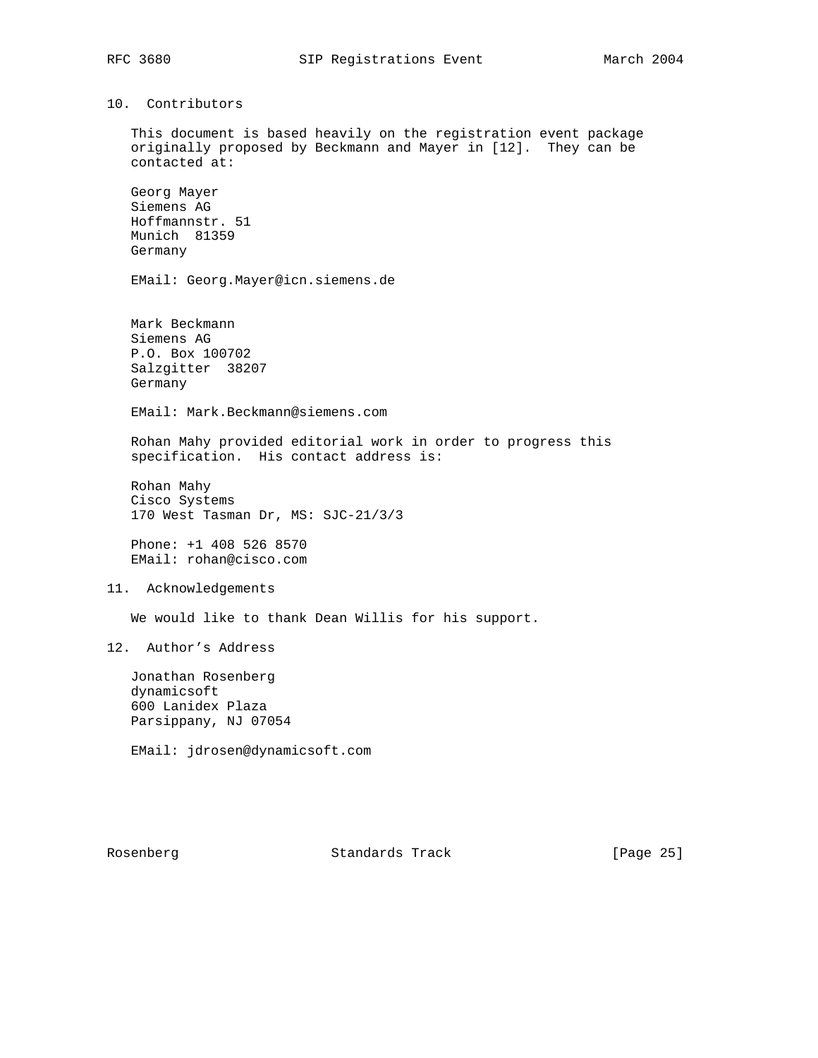## 10. Contributors

This document is based heavily on the registration event package originally proposed by Beckmann and Mayer in [12]. They can be contacted at:

Georg Mayer
Siemens AG
Hoffmannstr. 51
Munich 81359
Germany

EMail: Georg.Mayer@icn.siemens.de

Mark Beckmann
Siemens AG
P.O. Box 100702
Salzgitter 38207
Germany

EMail: Mark.Beckmann@siemens.com

Rohan Mahy provided editorial work in order to progress this specification. His contact address is:

Rohan Mahy
Cisco Systems
170 West Tasman Dr, MS: SJC-21/3/3

Phone: +1 408 526 8570
EMail: rohan@cisco.com

## 11. Acknowledgements

We would like to thank Dean Willis for his support.

## 12. Author's Address

Jonathan Rosenberg
dynamicsoft
600 Lanidex Plaza
Parsippany, NJ 07054

EMail: jdrosen@dynamicsoft.com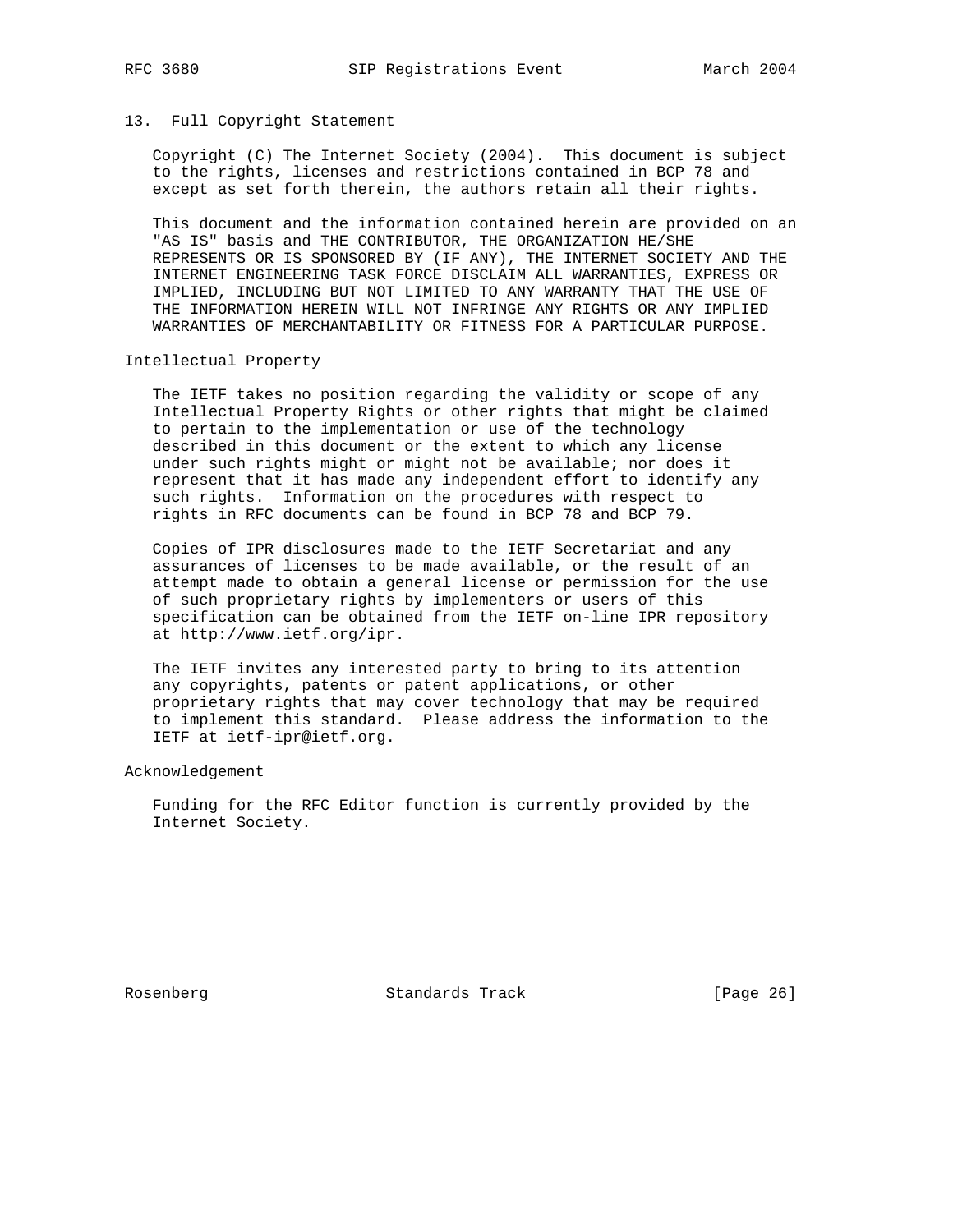## 13. Full Copyright Statement

Copyright (C) The Internet Society (2004). This document is subject to the rights, licenses and restrictions contained in BCP 78 and except as set forth therein, the authors retain all their rights.

This document and the information contained herein are provided on an "AS IS" basis and THE CONTRIBUTOR, THE ORGANIZATION HE/SHE REPRESENTS OR IS SPONSORED BY (IF ANY), THE INTERNET SOCIETY AND THE INTERNET ENGINEERING TASK FORCE DISCLAIM ALL WARRANTIES, EXPRESS OR IMPLIED, INCLUDING BUT NOT LIMITED TO ANY WARRANTY THAT THE USE OF THE INFORMATION HEREIN WILL NOT INFRINGE ANY RIGHTS OR ANY IMPLIED WARRANTIES OF MERCHANTABILITY OR FITNESS FOR A PARTICULAR PURPOSE.

## Intellectual Property

The IETF takes no position regarding the validity or scope of any Intellectual Property Rights or other rights that might be claimed to pertain to the implementation or use of the technology described in this document or the extent to which any license under such rights might or might not be available; nor does it represent that it has made any independent effort to identify any such rights. Information on the procedures with respect to rights in RFC documents can be found in BCP 78 and BCP 79.

Copies of IPR disclosures made to the IETF Secretariat and any assurances of licenses to be made available, or the result of an attempt made to obtain a general license or permission for the use of such proprietary rights by implementers or users of this specification can be obtained from the IETF on-line IPR repository at http://www.ietf.org/ipr.

The IETF invites any interested party to bring to its attention any copyrights, patents or patent applications, or other proprietary rights that may cover technology that may be required to implement this standard. Please address the information to the IETF at ietf-ipr@ietf.org.

## Acknowledgement

Funding for the RFC Editor function is currently provided by the Internet Society.